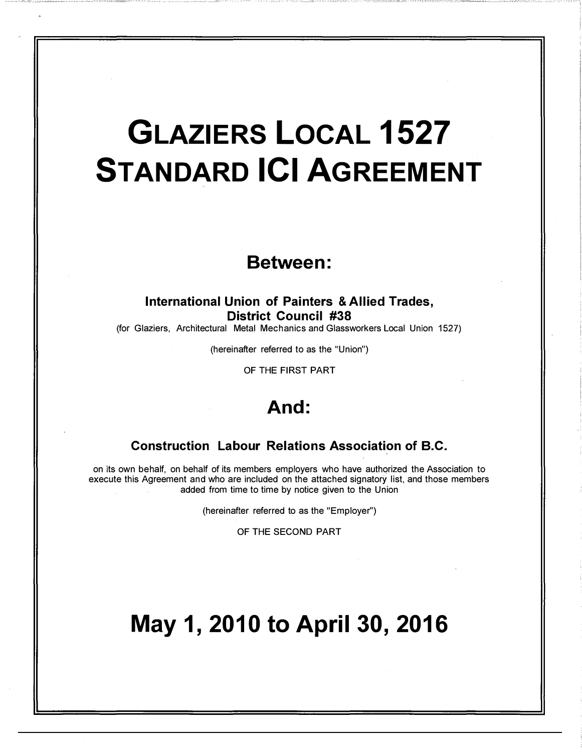# GLAZIERS LOCAL 1527 STANDARD ICI AGREEMENT

## Between:

**International Union of Painters & Allied Trades, District Council #38**

(for Glaziers, Architectural Metal Mechanics and Glassworkers Local Union 1527)

(hereinafter referred to as the "Union")

OF THE FIRST PART

## And:

**Construction Labour Relations Association of B.C.**

on its own behalf, on behalf of its members employers who have authorized the Association to execute this Agreement and who are included on the attached signatory list, and those members added from time to time by notice given to the Union

(hereinafter referred to as the "Employer")

OF THE SECOND PART

# May 1, 2010 to April 30, 2016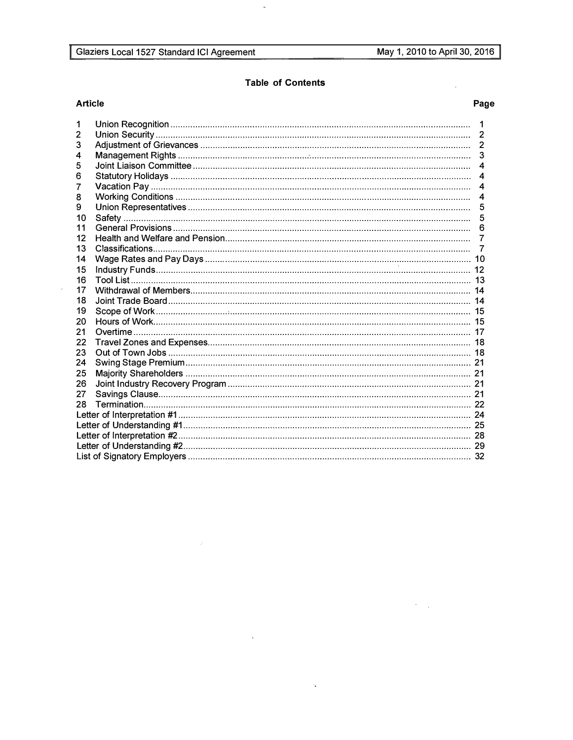## Table of Contents

| Article | | Page |
|---|---|---|
| 1 | Union Recognition | 1 |
| 2 | Union Security | 2 |
| 3 | Adjustment of Grievances | 2 |
| 4 | Management Rights | 3 |
| 5 | Joint Liaison Committee | 4 |
| 6 | Statutory Holidays | 4 |
| 7 | Vacation Pay | 4 |
| 8 | Working Conditions | 4 |
| 9 | Union Representatives | 5 |
| 10 | Safety | 5 |
| 11 | General Provisions | 6 |
| 12 | Health and Welfare and Pension | 7 |
| 13 | Classifications | 7 |
| 14 | Wage Rates and Pay Days | 10 |
| 15 | Industry Funds | 12 |
| 16 | Tool List | 13 |
| 17 | Withdrawal of Members | 14 |
| 18 | Joint Trade Board | 14 |
| 19 | Scope of Work | 15 |
| 20 | Hours of Work | 15 |
| 21 | Overtime | 17 |
| 22 | Travel Zones and Expenses | 18 |
| 23 | Out of Town Jobs | 18 |
| 24 | Swing Stage Premium | 21 |
| 25 | Majority Shareholders | 21 |
| 26 | Joint Industry Recovery Program | 21 |
| 27 | Savings Clause | 21 |
| 28 | Termination | 22 |
| Letter of Interpretation #1 | | 24 |
| Letter of Understanding #1 | | 25 |
| Letter of Interpretation #2 | | 28 |
| Letter of Understanding #2 | | 29 |
| List of Signatory Employers | | 32 |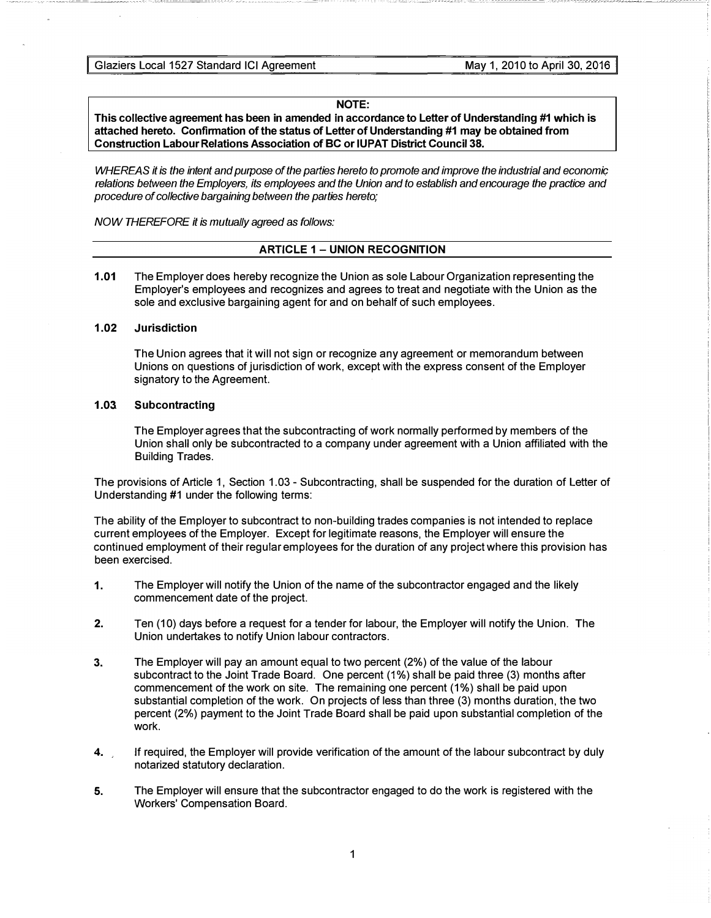**NOTE:**
**This collective agreement has been in amended in accordance to Letter of Understanding #1 which is attached hereto. Confirmation of the status of Letter of Understanding #1 may be obtained from Construction Labour Relations Association of BC or IUPAT District Council 38.**

*WHEREAS it is the intent and purpose of the parties hereto to promote and improve the industrial and economic relations between the Employers, its employees and the Union and to establish and encourage the practice and procedure of collective bargaining between the parties hereto;*

*NOW THEREFORE it is mutually agreed as follows:*

## ARTICLE 1 – UNION RECOGNITION

**1.01** The Employer does hereby recognize the Union as sole Labour Organization representing the Employer's employees and recognizes and agrees to treat and negotiate with the Union as the sole and exclusive bargaining agent for and on behalf of such employees.

**1.02 Jurisdiction**

The Union agrees that it will not sign or recognize any agreement or memorandum between Unions on questions of jurisdiction of work, except with the express consent of the Employer signatory to the Agreement.

**1.03 Subcontracting**

The Employer agrees that the subcontracting of work normally performed by members of the Union shall only be subcontracted to a company under agreement with a Union affiliated with the Building Trades.

The provisions of Article 1, Section 1.03 - Subcontracting, shall be suspended for the duration of Letter of Understanding #1 under the following terms:

The ability of the Employer to subcontract to non-building trades companies is not intended to replace current employees of the Employer. Except for legitimate reasons, the Employer will ensure the continued employment of their regular employees for the duration of any project where this provision has been exercised.

1. The Employer will notify the Union of the name of the subcontractor engaged and the likely commencement date of the project.

2. Ten (10) days before a request for a tender for labour, the Employer will notify the Union. The Union undertakes to notify Union labour contractors.

3. The Employer will pay an amount equal to two percent (2%) of the value of the labour subcontract to the Joint Trade Board. One percent (1%) shall be paid three (3) months after commencement of the work on site. The remaining one percent (1%) shall be paid upon substantial completion of the work. On projects of less than three (3) months duration, the two percent (2%) payment to the Joint Trade Board shall be paid upon substantial completion of the work.

4. If required, the Employer will provide verification of the amount of the labour subcontract by duly notarized statutory declaration.

5. The Employer will ensure that the subcontractor engaged to do the work is registered with the Workers' Compensation Board.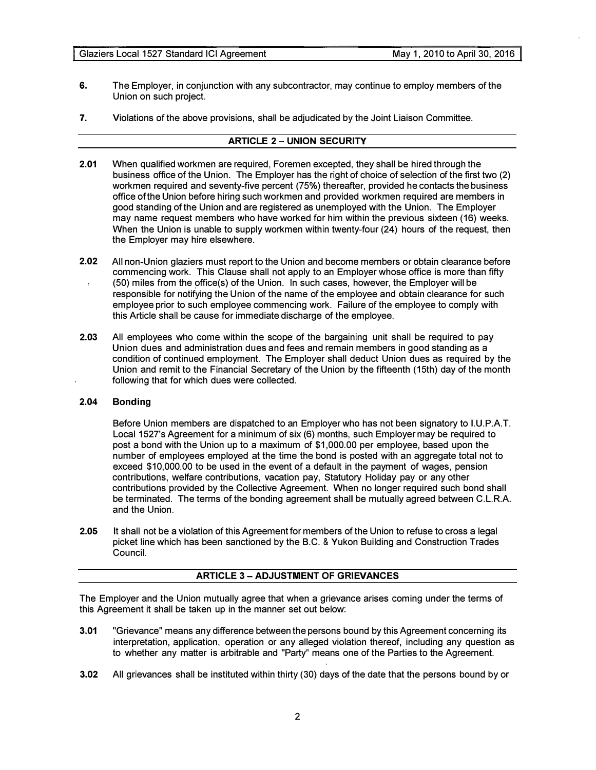6. The Employer, in conjunction with any subcontractor, may continue to employ members of the Union on such project.

7. Violations of the above provisions, shall be adjudicated by the Joint Liaison Committee.

## ARTICLE 2 – UNION SECURITY

**2.01** When qualified workmen are required, Foremen excepted, they shall be hired through the business office of the Union. The Employer has the right of choice of selection of the first two (2) workmen required and seventy-five percent (75%) thereafter, provided he contacts the business office of the Union before hiring such workmen and provided workmen required are members in good standing of the Union and are registered as unemployed with the Union. The Employer may name request members who have worked for him within the previous sixteen (16) weeks. When the Union is unable to supply workmen within twenty-four (24) hours of the request, then the Employer may hire elsewhere.

**2.02** All non-Union glaziers must report to the Union and become members or obtain clearance before commencing work. This Clause shall not apply to an Employer whose office is more than fifty (50) miles from the office(s) of the Union. In such cases, however, the Employer will be responsible for notifying the Union of the name of the employee and obtain clearance for such employee prior to such employee commencing work. Failure of the employee to comply with this Article shall be cause for immediate discharge of the employee.

**2.03** All employees who come within the scope of the bargaining unit shall be required to pay Union dues and administration dues and fees and remain members in good standing as a condition of continued employment. The Employer shall deduct Union dues as required by the Union and remit to the Financial Secretary of the Union by the fifteenth (15th) day of the month following that for which dues were collected.

**2.04 Bonding**

Before Union members are dispatched to an Employer who has not been signatory to I.U.P.A.T. Local 1527's Agreement for a minimum of six (6) months, such Employer may be required to post a bond with the Union up to a maximum of $1,000.00 per employee, based upon the number of employees employed at the time the bond is posted with an aggregate total not to exceed $10,000.00 to be used in the event of a default in the payment of wages, pension contributions, welfare contributions, vacation pay, Statutory Holiday pay or any other contributions provided by the Collective Agreement. When no longer required such bond shall be terminated. The terms of the bonding agreement shall be mutually agreed between C.L.R.A. and the Union.

**2.05** It shall not be a violation of this Agreement for members of the Union to refuse to cross a legal picket line which has been sanctioned by the B.C. & Yukon Building and Construction Trades Council.

## ARTICLE 3 – ADJUSTMENT OF GRIEVANCES

The Employer and the Union mutually agree that when a grievance arises coming under the terms of this Agreement it shall be taken up in the manner set out below:

**3.01** "Grievance" means any difference between the persons bound by this Agreement concerning its interpretation, application, operation or any alleged violation thereof, including any question as to whether any matter is arbitrable and "Party" means one of the Parties to the Agreement.

**3.02** All grievances shall be instituted within thirty (30) days of the date that the persons bound by or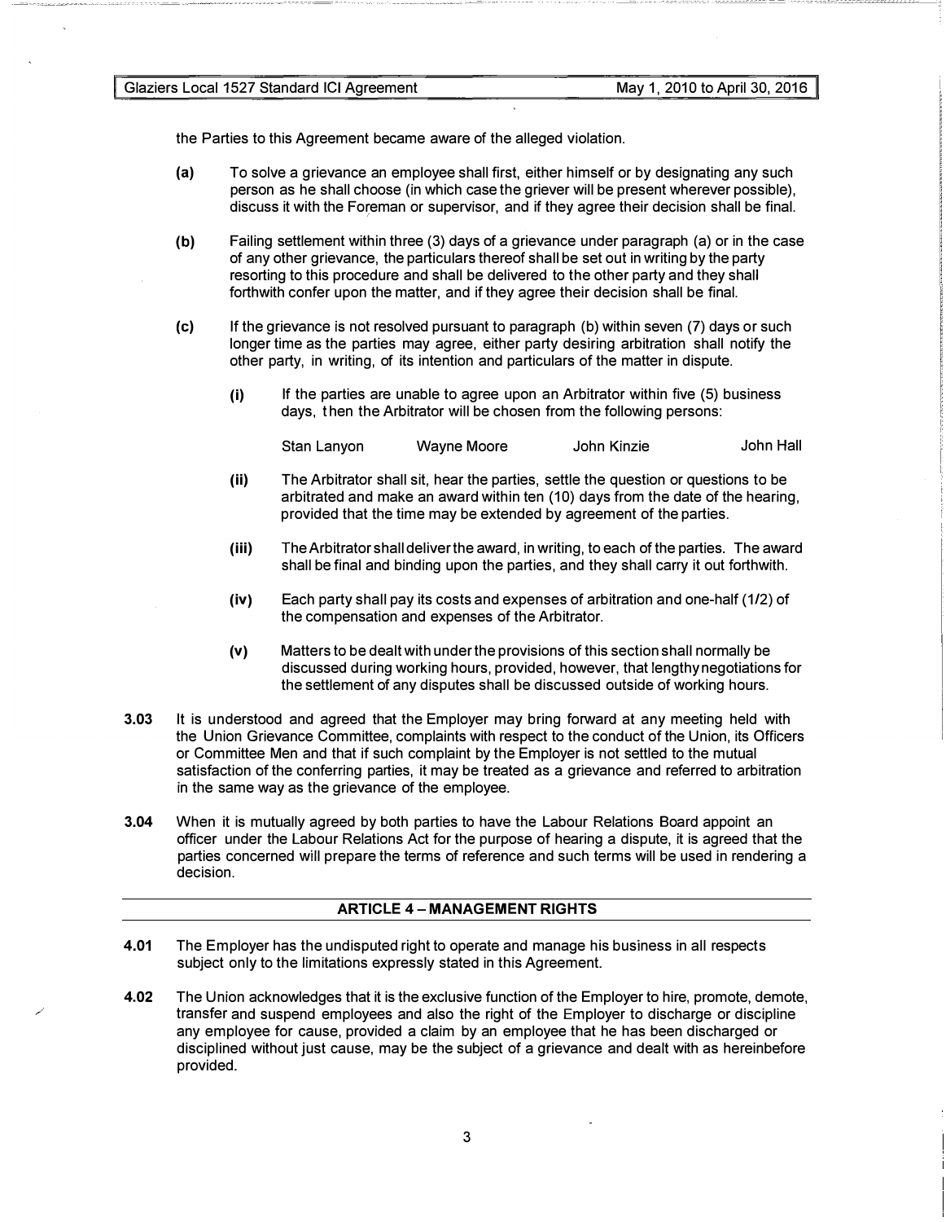the Parties to this Agreement became aware of the alleged violation.

**(a)** To solve a grievance an employee shall first, either himself or by designating any such person as he shall choose (in which case the griever will be present wherever possible), discuss it with the Foreman or supervisor, and if they agree their decision shall be final.

**(b)** Failing settlement within three (3) days of a grievance under paragraph (a) or in the case of any other grievance, the particulars thereof shall be set out in writing by the party resorting to this procedure and shall be delivered to the other party and they shall forthwith confer upon the matter, and if they agree their decision shall be final.

**(c)** If the grievance is not resolved pursuant to paragraph (b) within seven (7) days or such longer time as the parties may agree, either party desiring arbitration shall notify the other party, in writing, of its intention and particulars of the matter in dispute.

> **(i)** If the parties are unable to agree upon an Arbitrator within five (5) business days, then the Arbitrator will be chosen from the following persons:
>
> Stan Lanyon — Wayne Moore — John Kinzie — John Hall
>
> **(ii)** The Arbitrator shall sit, hear the parties, settle the question or questions to be arbitrated and make an award within ten (10) days from the date of the hearing, provided that the time may be extended by agreement of the parties.
>
> **(iii)** The Arbitrator shall deliver the award, in writing, to each of the parties. The award shall be final and binding upon the parties, and they shall carry it out forthwith.
>
> **(iv)** Each party shall pay its costs and expenses of arbitration and one-half (1/2) of the compensation and expenses of the Arbitrator.
>
> **(v)** Matters to be dealt with under the provisions of this section shall normally be discussed during working hours, provided, however, that lengthy negotiations for the settlement of any disputes shall be discussed outside of working hours.

**3.03** It is understood and agreed that the Employer may bring forward at any meeting held with the Union Grievance Committee, complaints with respect to the conduct of the Union, its Officers or Committee Men and that if such complaint by the Employer is not settled to the mutual satisfaction of the conferring parties, it may be treated as a grievance and referred to arbitration in the same way as the grievance of the employee.

**3.04** When it is mutually agreed by both parties to have the Labour Relations Board appoint an officer under the Labour Relations Act for the purpose of hearing a dispute, it is agreed that the parties concerned will prepare the terms of reference and such terms will be used in rendering a decision.

## ARTICLE 4 – MANAGEMENT RIGHTS

**4.01** The Employer has the undisputed right to operate and manage his business in all respects subject only to the limitations expressly stated in this Agreement.

**4.02** The Union acknowledges that it is the exclusive function of the Employer to hire, promote, demote, transfer and suspend employees and also the right of the Employer to discharge or discipline any employee for cause, provided a claim by an employee that he has been discharged or disciplined without just cause, may be the subject of a grievance and dealt with as hereinbefore provided.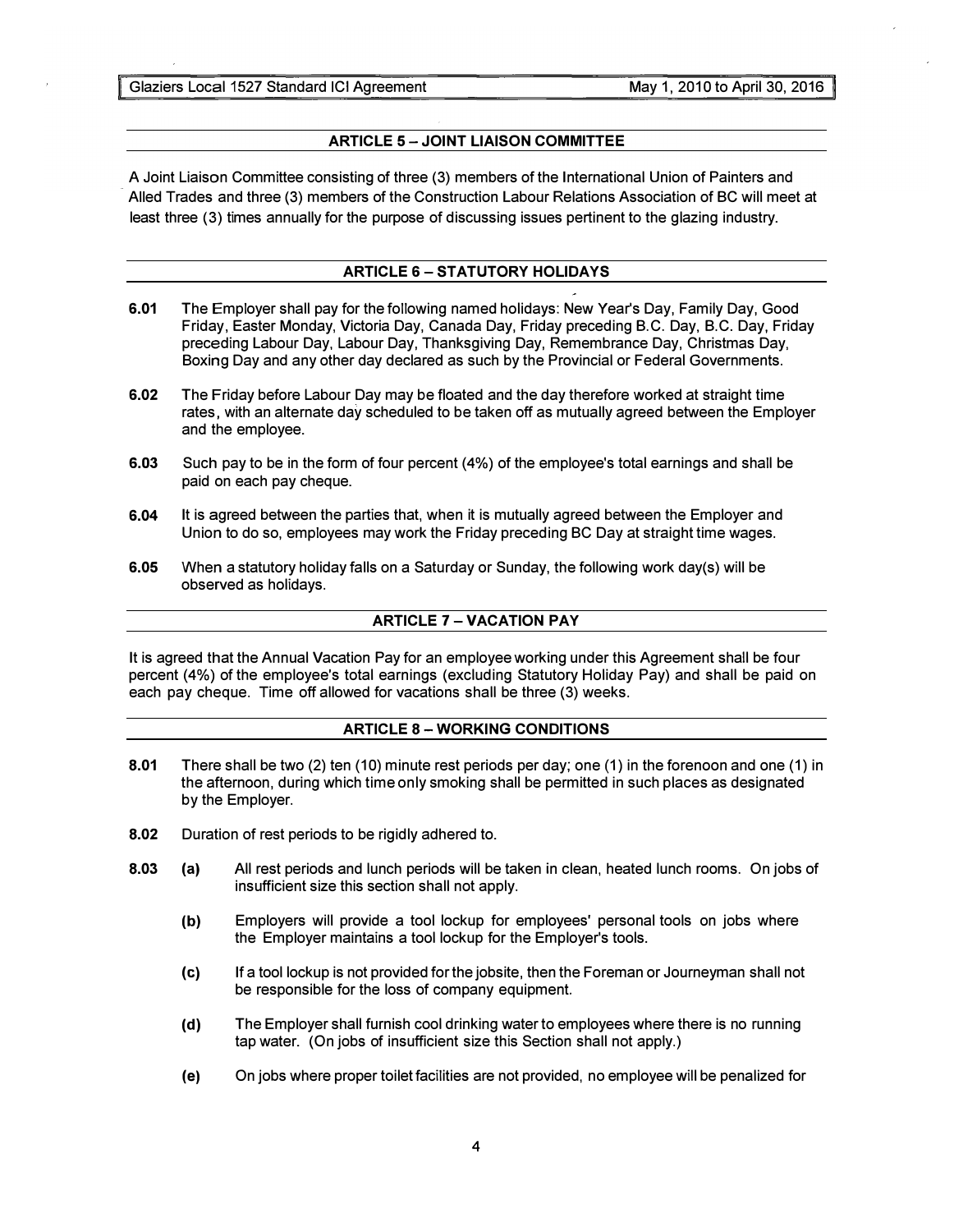## ARTICLE 5 – JOINT LIAISON COMMITTEE

A Joint Liaison Committee consisting of three (3) members of the International Union of Painters and Alled Trades and three (3) members of the Construction Labour Relations Association of BC will meet at least three (3) times annually for the purpose of discussing issues pertinent to the glazing industry.

## ARTICLE 6 – STATUTORY HOLIDAYS

**6.01** The Employer shall pay for the following named holidays: New Year's Day, Family Day, Good Friday, Easter Monday, Victoria Day, Canada Day, Friday preceding B.C. Day, B.C. Day, Friday preceding Labour Day, Labour Day, Thanksgiving Day, Remembrance Day, Christmas Day, Boxing Day and any other day declared as such by the Provincial or Federal Governments.

**6.02** The Friday before Labour Day may be floated and the day therefore worked at straight time rates, with an alternate day scheduled to be taken off as mutually agreed between the Employer and the employee.

**6.03** Such pay to be in the form of four percent (4%) of the employee's total earnings and shall be paid on each pay cheque.

**6.04** It is agreed between the parties that, when it is mutually agreed between the Employer and Union to do so, employees may work the Friday preceding BC Day at straight time wages.

**6.05** When a statutory holiday falls on a Saturday or Sunday, the following work day(s) will be observed as holidays.

## ARTICLE 7 – VACATION PAY

It is agreed that the Annual Vacation Pay for an employee working under this Agreement shall be four percent (4%) of the employee's total earnings (excluding Statutory Holiday Pay) and shall be paid on each pay cheque. Time off allowed for vacations shall be three (3) weeks.

## ARTICLE 8 – WORKING CONDITIONS

**8.01** There shall be two (2) ten (10) minute rest periods per day; one (1) in the forenoon and one (1) in the afternoon, during which time only smoking shall be permitted in such places as designated by the Employer.

**8.02** Duration of rest periods to be rigidly adhered to.

**8.03** **(a)** All rest periods and lunch periods will be taken in clean, heated lunch rooms. On jobs of insufficient size this section shall not apply.

**(b)** Employers will provide a tool lockup for employees' personal tools on jobs where the Employer maintains a tool lockup for the Employer's tools.

**(c)** If a tool lockup is not provided for the jobsite, then the Foreman or Journeyman shall not be responsible for the loss of company equipment.

**(d)** The Employer shall furnish cool drinking water to employees where there is no running tap water. (On jobs of insufficient size this Section shall not apply.)

**(e)** On jobs where proper toilet facilities are not provided, no employee will be penalized for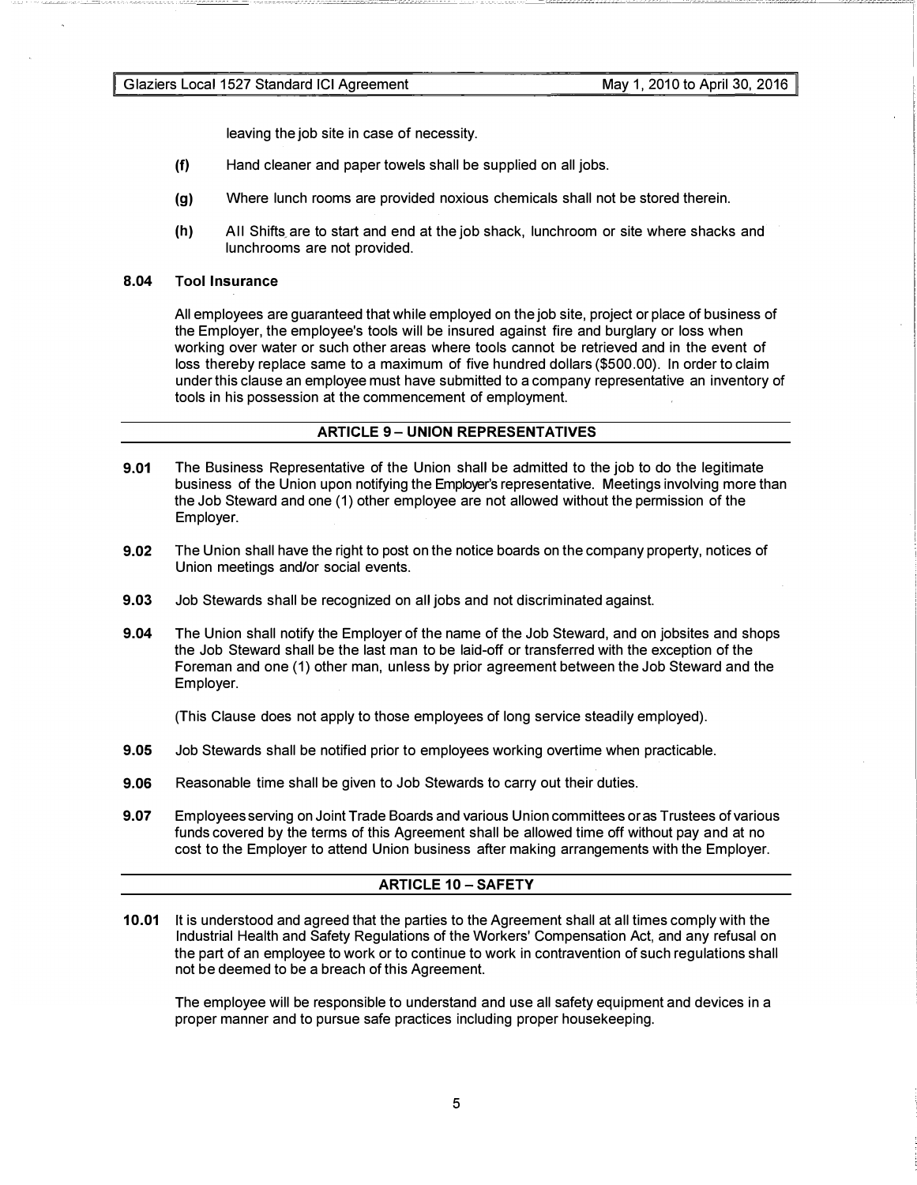leaving the job site in case of necessity.

**(f)** Hand cleaner and paper towels shall be supplied on all jobs.

**(g)** Where lunch rooms are provided noxious chemicals shall not be stored therein.

**(h)** All Shifts are to start and end at the job shack, lunchroom or site where shacks and lunchrooms are not provided.

**8.04 Tool Insurance**

All employees are guaranteed that while employed on the job site, project or place of business of the Employer, the employee's tools will be insured against fire and burglary or loss when working over water or such other areas where tools cannot be retrieved and in the event of loss thereby replace same to a maximum of five hundred dollars ($500.00). In order to claim under this clause an employee must have submitted to a company representative an inventory of tools in his possession at the commencement of employment.

## ARTICLE 9 – UNION REPRESENTATIVES

**9.01** The Business Representative of the Union shall be admitted to the job to do the legitimate business of the Union upon notifying the Employer's representative. Meetings involving more than the Job Steward and one (1) other employee are not allowed without the permission of the Employer.

**9.02** The Union shall have the right to post on the notice boards on the company property, notices of Union meetings and/or social events.

**9.03** Job Stewards shall be recognized on all jobs and not discriminated against.

**9.04** The Union shall notify the Employer of the name of the Job Steward, and on jobsites and shops the Job Steward shall be the last man to be laid-off or transferred with the exception of the Foreman and one (1) other man, unless by prior agreement between the Job Steward and the Employer.

(This Clause does not apply to those employees of long service steadily employed).

**9.05** Job Stewards shall be notified prior to employees working overtime when practicable.

**9.06** Reasonable time shall be given to Job Stewards to carry out their duties.

**9.07** Employees serving on Joint Trade Boards and various Union committees or as Trustees of various funds covered by the terms of this Agreement shall be allowed time off without pay and at no cost to the Employer to attend Union business after making arrangements with the Employer.

## ARTICLE 10 – SAFETY

**10.01** It is understood and agreed that the parties to the Agreement shall at all times comply with the Industrial Health and Safety Regulations of the Workers' Compensation Act, and any refusal on the part of an employee to work or to continue to work in contravention of such regulations shall not be deemed to be a breach of this Agreement.

The employee will be responsible to understand and use all safety equipment and devices in a proper manner and to pursue safe practices including proper housekeeping.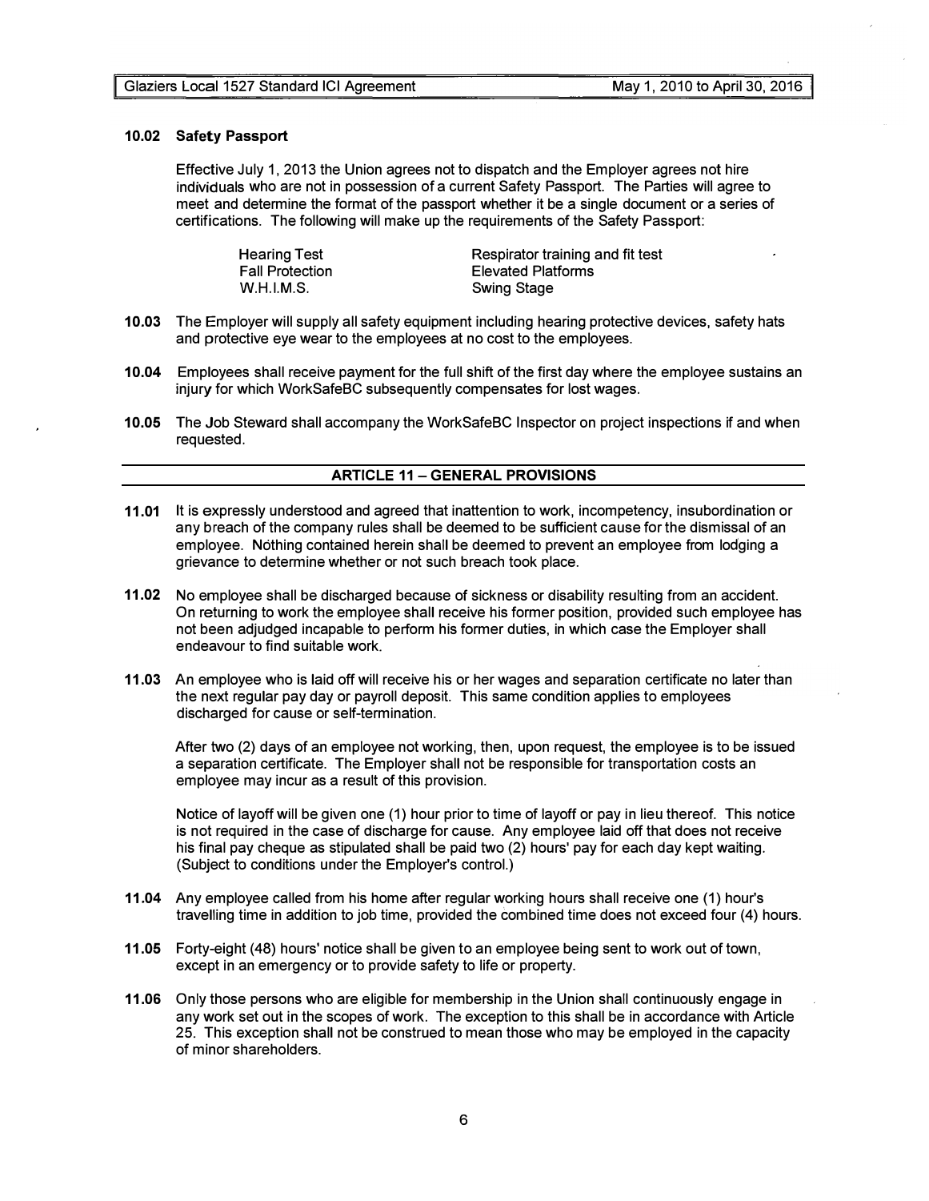#### 10.02 Safety Passport

Effective July 1, 2013 the Union agrees not to dispatch and the Employer agrees not hire individuals who are not in possession of a current Safety Passport. The Parties will agree to meet and determine the format of the passport whether it be a single document or a series of certifications. The following will make up the requirements of the Safety Passport:

| | |
|---|---|
| Hearing Test | Respirator training and fit test |
| Fall Protection | Elevated Platforms |
| W.H.I.M.S. | Swing Stage |

**10.03** The Employer will supply all safety equipment including hearing protective devices, safety hats and protective eye wear to the employees at no cost to the employees.

**10.04** Employees shall receive payment for the full shift of the first day where the employee sustains an injury for which WorkSafeBC subsequently compensates for lost wages.

**10.05** The Job Steward shall accompany the WorkSafeBC Inspector on project inspections if and when requested.

## ARTICLE 11 – GENERAL PROVISIONS

**11.01** It is expressly understood and agreed that inattention to work, incompetency, insubordination or any breach of the company rules shall be deemed to be sufficient cause for the dismissal of an employee. Nothing contained herein shall be deemed to prevent an employee from lodging a grievance to determine whether or not such breach took place.

**11.02** No employee shall be discharged because of sickness or disability resulting from an accident. On returning to work the employee shall receive his former position, provided such employee has not been adjudged incapable to perform his former duties, in which case the Employer shall endeavour to find suitable work.

**11.03** An employee who is laid off will receive his or her wages and separation certificate no later than the next regular pay day or payroll deposit. This same condition applies to employees discharged for cause or self-termination.

After two (2) days of an employee not working, then, upon request, the employee is to be issued a separation certificate. The Employer shall not be responsible for transportation costs an employee may incur as a result of this provision.

Notice of layoff will be given one (1) hour prior to time of layoff or pay in lieu thereof. This notice is not required in the case of discharge for cause. Any employee laid off that does not receive his final pay cheque as stipulated shall be paid two (2) hours' pay for each day kept waiting. (Subject to conditions under the Employer's control.)

**11.04** Any employee called from his home after regular working hours shall receive one (1) hour's travelling time in addition to job time, provided the combined time does not exceed four (4) hours.

**11.05** Forty-eight (48) hours' notice shall be given to an employee being sent to work out of town, except in an emergency or to provide safety to life or property.

**11.06** Only those persons who are eligible for membership in the Union shall continuously engage in any work set out in the scopes of work. The exception to this shall be in accordance with Article 25. This exception shall not be construed to mean those who may be employed in the capacity of minor shareholders.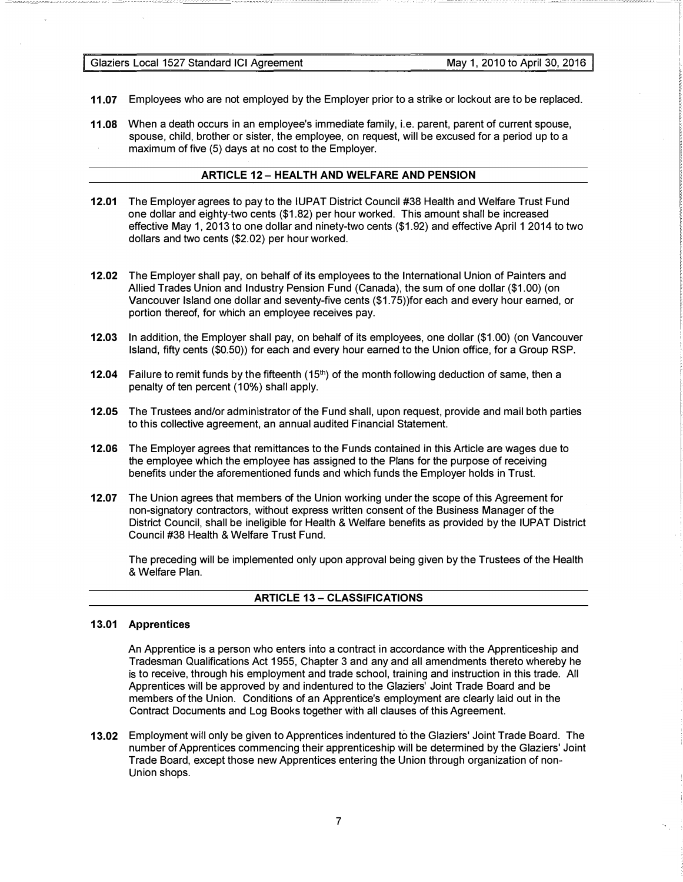**11.07** Employees who are not employed by the Employer prior to a strike or lockout are to be replaced.

**11.08** When a death occurs in an employee's immediate family, i.e. parent, parent of current spouse, spouse, child, brother or sister, the employee, on request, will be excused for a period up to a maximum of five (5) days at no cost to the Employer.

## ARTICLE 12 – HEALTH AND WELFARE AND PENSION

**12.01** The Employer agrees to pay to the IUPAT District Council #38 Health and Welfare Trust Fund one dollar and eighty-two cents ($1.82) per hour worked. This amount shall be increased effective May 1, 2013 to one dollar and ninety-two cents ($1.92) and effective April 1 2014 to two dollars and two cents ($2.02) per hour worked.

**12.02** The Employer shall pay, on behalf of its employees to the International Union of Painters and Allied Trades Union and Industry Pension Fund (Canada), the sum of one dollar ($1.00) (on Vancouver Island one dollar and seventy-five cents ($1.75))for each and every hour earned, or portion thereof, for which an employee receives pay.

**12.03** In addition, the Employer shall pay, on behalf of its employees, one dollar ($1.00) (on Vancouver Island, fifty cents ($0.50)) for each and every hour earned to the Union office, for a Group RSP.

**12.04** Failure to remit funds by the fifteenth (15th) of the month following deduction of same, then a penalty of ten percent (10%) shall apply.

**12.05** The Trustees and/or administrator of the Fund shall, upon request, provide and mail both parties to this collective agreement, an annual audited Financial Statement.

**12.06** The Employer agrees that remittances to the Funds contained in this Article are wages due to the employee which the employee has assigned to the Plans for the purpose of receiving benefits under the aforementioned funds and which funds the Employer holds in Trust.

**12.07** The Union agrees that members of the Union working under the scope of this Agreement for non-signatory contractors, without express written consent of the Business Manager of the District Council, shall be ineligible for Health & Welfare benefits as provided by the IUPAT District Council #38 Health & Welfare Trust Fund.

The preceding will be implemented only upon approval being given by the Trustees of the Health & Welfare Plan.

## ARTICLE 13 – CLASSIFICATIONS

**13.01 Apprentices**

An Apprentice is a person who enters into a contract in accordance with the Apprenticeship and Tradesman Qualifications Act 1955, Chapter 3 and any and all amendments thereto whereby he is to receive, through his employment and trade school, training and instruction in this trade. All Apprentices will be approved by and indentured to the Glaziers' Joint Trade Board and be members of the Union. Conditions of an Apprentice's employment are clearly laid out in the Contract Documents and Log Books together with all clauses of this Agreement.

**13.02** Employment will only be given to Apprentices indentured to the Glaziers' Joint Trade Board. The number of Apprentices commencing their apprenticeship will be determined by the Glaziers' Joint Trade Board, except those new Apprentices entering the Union through organization of non-Union shops.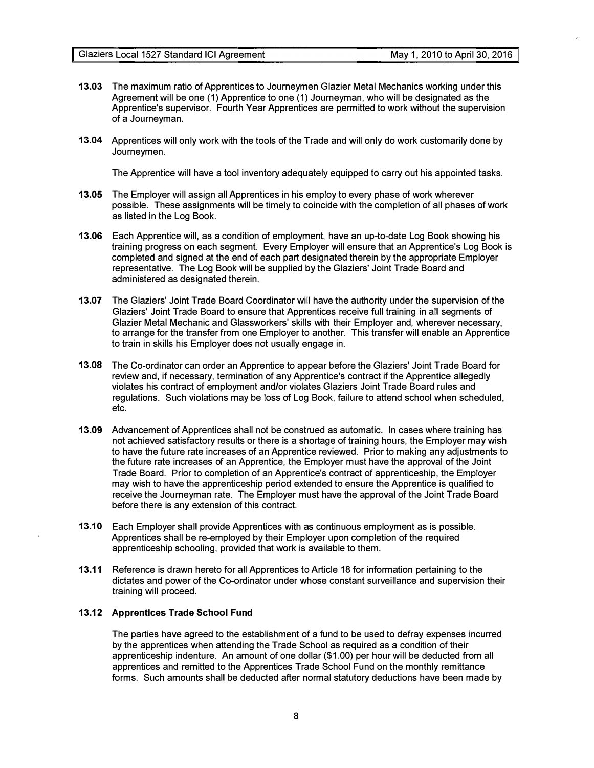**13.03** The maximum ratio of Apprentices to Journeymen Glazier Metal Mechanics working under this Agreement will be one (1) Apprentice to one (1) Journeyman, who will be designated as the Apprentice's supervisor. Fourth Year Apprentices are permitted to work without the supervision of a Journeyman.

**13.04** Apprentices will only work with the tools of the Trade and will only do work customarily done by Journeymen.

The Apprentice will have a tool inventory adequately equipped to carry out his appointed tasks.

**13.05** The Employer will assign all Apprentices in his employ to every phase of work wherever possible. These assignments will be timely to coincide with the completion of all phases of work as listed in the Log Book.

**13.06** Each Apprentice will, as a condition of employment, have an up-to-date Log Book showing his training progress on each segment. Every Employer will ensure that an Apprentice's Log Book is completed and signed at the end of each part designated therein by the appropriate Employer representative. The Log Book will be supplied by the Glaziers' Joint Trade Board and administered as designated therein.

**13.07** The Glaziers' Joint Trade Board Coordinator will have the authority under the supervision of the Glaziers' Joint Trade Board to ensure that Apprentices receive full training in all segments of Glazier Metal Mechanic and Glassworkers' skills with their Employer and, wherever necessary, to arrange for the transfer from one Employer to another. This transfer will enable an Apprentice to train in skills his Employer does not usually engage in.

**13.08** The Co-ordinator can order an Apprentice to appear before the Glaziers' Joint Trade Board for review and, if necessary, termination of any Apprentice's contract if the Apprentice allegedly violates his contract of employment and/or violates Glaziers Joint Trade Board rules and regulations. Such violations may be loss of Log Book, failure to attend school when scheduled, etc.

**13.09** Advancement of Apprentices shall not be construed as automatic. In cases where training has not achieved satisfactory results or there is a shortage of training hours, the Employer may wish to have the future rate increases of an Apprentice reviewed. Prior to making any adjustments to the future rate increases of an Apprentice, the Employer must have the approval of the Joint Trade Board. Prior to completion of an Apprentice's contract of apprenticeship, the Employer may wish to have the apprenticeship period extended to ensure the Apprentice is qualified to receive the Journeyman rate. The Employer must have the approval of the Joint Trade Board before there is any extension of this contract.

**13.10** Each Employer shall provide Apprentices with as continuous employment as is possible. Apprentices shall be re-employed by their Employer upon completion of the required apprenticeship schooling, provided that work is available to them.

**13.11** Reference is drawn hereto for all Apprentices to Article 18 for information pertaining to the dictates and power of the Co-ordinator under whose constant surveillance and supervision their training will proceed.

**13.12 Apprentices Trade School Fund**

The parties have agreed to the establishment of a fund to be used to defray expenses incurred by the apprentices when attending the Trade School as required as a condition of their apprenticeship indenture. An amount of one dollar ($1.00) per hour will be deducted from all apprentices and remitted to the Apprentices Trade School Fund on the monthly remittance forms. Such amounts shall be deducted after normal statutory deductions have been made by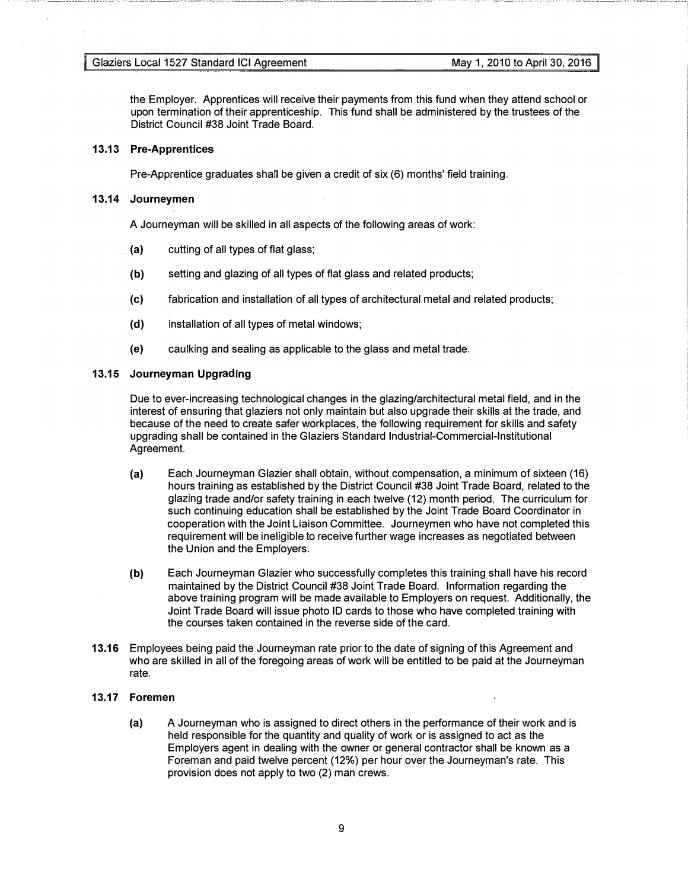the Employer. Apprentices will receive their payments from this fund when they attend school or upon termination of their apprenticeship. This fund shall be administered by the trustees of the District Council #38 Joint Trade Board.

### 13.13 Pre-Apprentices

Pre-Apprentice graduates shall be given a credit of six (6) months' field training.

### 13.14 Journeymen

A Journeyman will be skilled in all aspects of the following areas of work:

**(a)** cutting of all types of flat glass;

**(b)** setting and glazing of all types of flat glass and related products;

**(c)** fabrication and installation of all types of architectural metal and related products;

**(d)** installation of all types of metal windows;

**(e)** caulking and sealing as applicable to the glass and metal trade.

### 13.15 Journeyman Upgrading

Due to ever-increasing technological changes in the glazing/architectural metal field, and in the interest of ensuring that glaziers not only maintain but also upgrade their skills at the trade, and because of the need to create safer workplaces, the following requirement for skills and safety upgrading shall be contained in the Glaziers Standard Industrial-Commercial-Institutional Agreement.

**(a)** Each Journeyman Glazier shall obtain, without compensation, a minimum of sixteen (16) hours training as established by the District Council #38 Joint Trade Board, related to the glazing trade and/or safety training in each twelve (12) month period. The curriculum for such continuing education shall be established by the Joint Trade Board Coordinator in cooperation with the Joint Liaison Committee. Journeymen who have not completed this requirement will be ineligible to receive further wage increases as negotiated between the Union and the Employers.

**(b)** Each Journeyman Glazier who successfully completes this training shall have his record maintained by the District Council #38 Joint Trade Board. Information regarding the above training program will be made available to Employers on request. Additionally, the Joint Trade Board will issue photo ID cards to those who have completed training with the courses taken contained in the reverse side of the card.

**13.16** Employees being paid the Journeyman rate prior to the date of signing of this Agreement and who are skilled in all of the foregoing areas of work will be entitled to be paid at the Journeyman rate.

### 13.17 Foremen

**(a)** A Journeyman who is assigned to direct others in the performance of their work and is held responsible for the quantity and quality of work or is assigned to act as the Employers agent in dealing with the owner or general contractor shall be known as a Foreman and paid twelve percent (12%) per hour over the Journeyman's rate. This provision does not apply to two (2) man crews.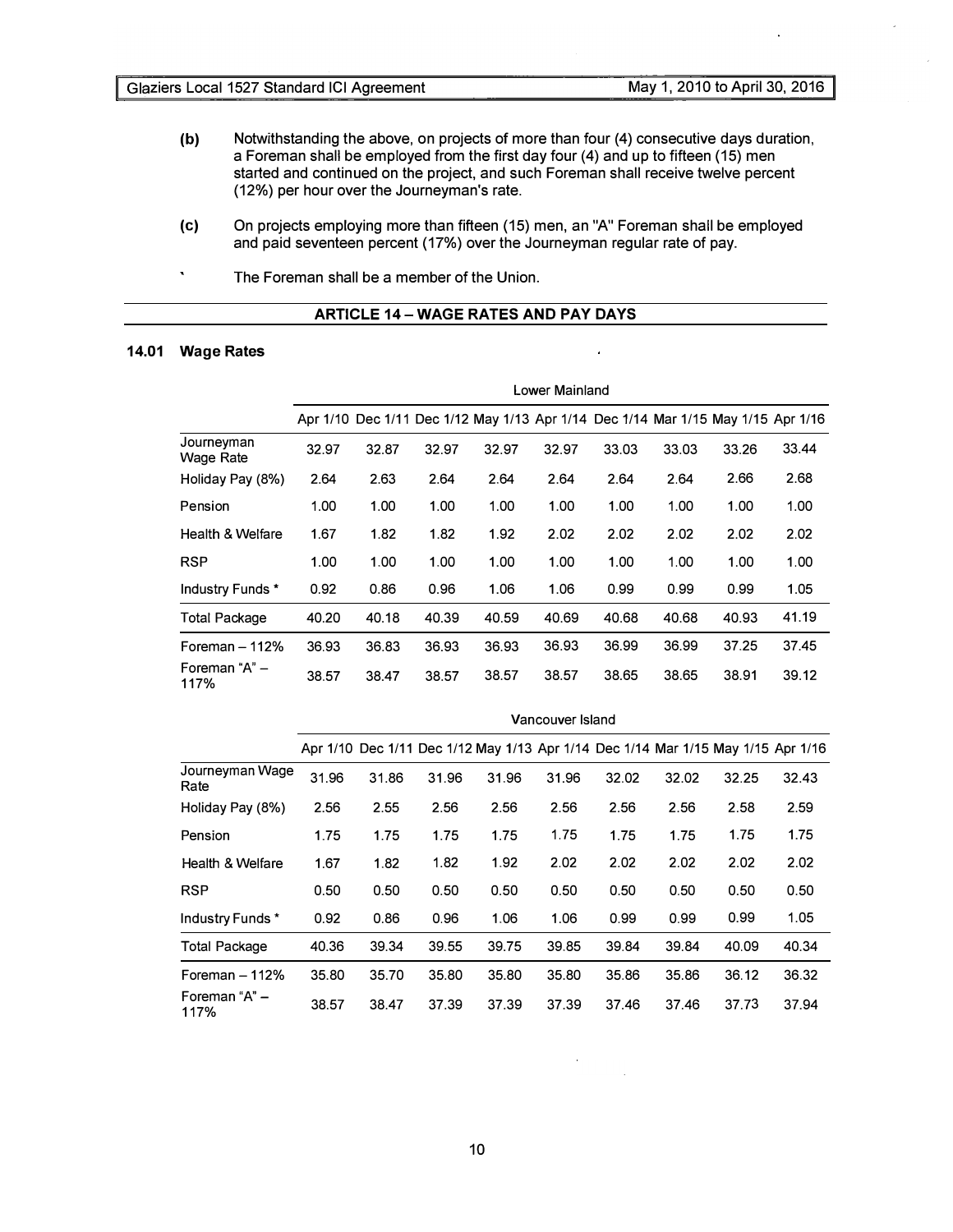**(b)** Notwithstanding the above, on projects of more than four (4) consecutive days duration, a Foreman shall be employed from the first day four (4) and up to fifteen (15) men started and continued on the project, and such Foreman shall receive twelve percent (12%) per hour over the Journeyman's rate.

**(c)** On projects employing more than fifteen (15) men, an "A" Foreman shall be employed and paid seventeen percent (17%) over the Journeyman regular rate of pay.

The Foreman shall be a member of the Union.

## ARTICLE 14 – WAGE RATES AND PAY DAYS

### 14.01 Wage Rates

| | Lower Mainland | | | | | | | | |
|---|---|---|---|---|---|---|---|---|---|
| | Apr 1/10 | Dec 1/11 | Dec 1/12 | May 1/13 | Apr 1/14 | Dec 1/14 | Mar 1/15 | May 1/15 | Apr 1/16 |
| Journeyman Wage Rate | 32.97 | 32.87 | 32.97 | 32.97 | 32.97 | 33.03 | 33.03 | 33.26 | 33.44 |
| Holiday Pay (8%) | 2.64 | 2.63 | 2.64 | 2.64 | 2.64 | 2.64 | 2.64 | 2.66 | 2.68 |
| Pension | 1.00 | 1.00 | 1.00 | 1.00 | 1.00 | 1.00 | 1.00 | 1.00 | 1.00 |
| Health & Welfare | 1.67 | 1.82 | 1.82 | 1.92 | 2.02 | 2.02 | 2.02 | 2.02 | 2.02 |
| RSP | 1.00 | 1.00 | 1.00 | 1.00 | 1.00 | 1.00 | 1.00 | 1.00 | 1.00 |
| Industry Funds * | 0.92 | 0.86 | 0.96 | 1.06 | 1.06 | 0.99 | 0.99 | 0.99 | 1.05 |
| Total Package | 40.20 | 40.18 | 40.39 | 40.59 | 40.69 | 40.68 | 40.68 | 40.93 | 41.19 |
| Foreman – 112% | 36.93 | 36.83 | 36.93 | 36.93 | 36.93 | 36.99 | 36.99 | 37.25 | 37.45 |
| Foreman "A" – 117% | 38.57 | 38.47 | 38.57 | 38.57 | 38.57 | 38.65 | 38.65 | 38.91 | 39.12 |

| | Vancouver Island | | | | | | | | |
|---|---|---|---|---|---|---|---|---|---|
| | Apr 1/10 | Dec 1/11 | Dec 1/12 | May 1/13 | Apr 1/14 | Dec 1/14 | Mar 1/15 | May 1/15 | Apr 1/16 |
| Journeyman Wage Rate | 31.96 | 31.86 | 31.96 | 31.96 | 31.96 | 32.02 | 32.02 | 32.25 | 32.43 |
| Holiday Pay (8%) | 2.56 | 2.55 | 2.56 | 2.56 | 2.56 | 2.56 | 2.56 | 2.58 | 2.59 |
| Pension | 1.75 | 1.75 | 1.75 | 1.75 | 1.75 | 1.75 | 1.75 | 1.75 | 1.75 |
| Health & Welfare | 1.67 | 1.82 | 1.82 | 1.92 | 2.02 | 2.02 | 2.02 | 2.02 | 2.02 |
| RSP | 0.50 | 0.50 | 0.50 | 0.50 | 0.50 | 0.50 | 0.50 | 0.50 | 0.50 |
| Industry Funds * | 0.92 | 0.86 | 0.96 | 1.06 | 1.06 | 0.99 | 0.99 | 0.99 | 1.05 |
| Total Package | 40.36 | 39.34 | 39.55 | 39.75 | 39.85 | 39.84 | 39.84 | 40.09 | 40.34 |
| Foreman – 112% | 35.80 | 35.70 | 35.80 | 35.80 | 35.80 | 35.86 | 35.86 | 36.12 | 36.32 |
| Foreman "A" – 117% | 38.57 | 38.47 | 37.39 | 37.39 | 37.39 | 37.46 | 37.46 | 37.73 | 37.94 |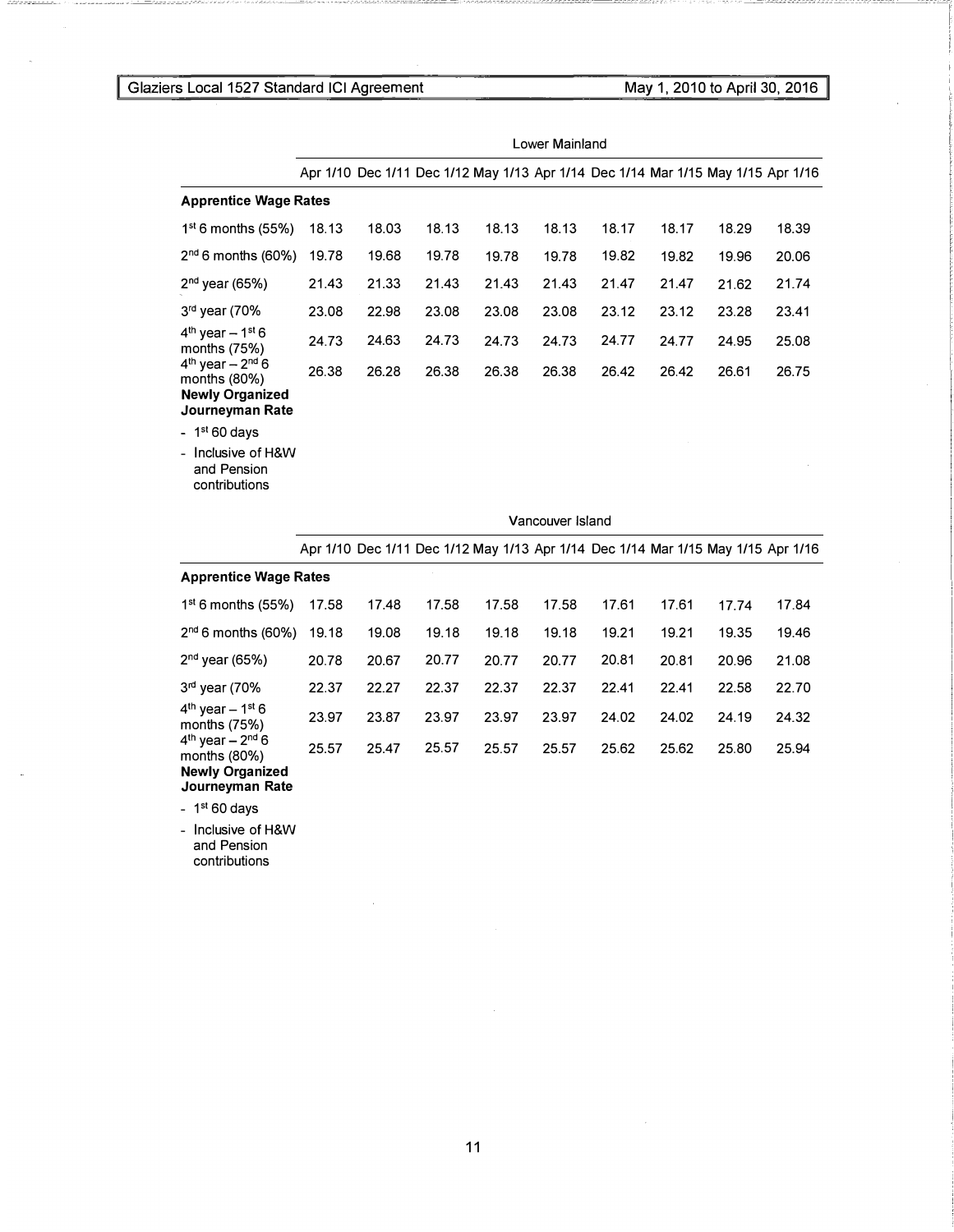| | Lower Mainland | | | | | | | | |
|---|---|---|---|---|---|---|---|---|---|
| | Apr 1/10 | Dec 1/11 | Dec 1/12 | May 1/13 | Apr 1/14 | Dec 1/14 | Mar 1/15 | May 1/15 | Apr 1/16 |
| **Apprentice Wage Rates** | | | | | | | | | |
| 1st 6 months (55%) | 18.13 | 18.03 | 18.13 | 18.13 | 18.13 | 18.17 | 18.17 | 18.29 | 18.39 |
| 2nd 6 months (60%) | 19.78 | 19.68 | 19.78 | 19.78 | 19.78 | 19.82 | 19.82 | 19.96 | 20.06 |
| 2nd year (65%) | 21.43 | 21.33 | 21.43 | 21.43 | 21.43 | 21.47 | 21.47 | 21.62 | 21.74 |
| 3rd year (70% | 23.08 | 22.98 | 23.08 | 23.08 | 23.08 | 23.12 | 23.12 | 23.28 | 23.41 |
| 4th year – 1st 6 months (75%) | 24.73 | 24.63 | 24.73 | 24.73 | 24.73 | 24.77 | 24.77 | 24.95 | 25.08 |
| 4th year – 2nd 6 months (80%) | 26.38 | 26.28 | 26.38 | 26.38 | 26.38 | 26.42 | 26.42 | 26.61 | 26.75 |
| **Newly Organized Journeyman Rate** | | | | | | | | | |
| - 1st 60 days | | | | | | | | | |
| - Inclusive of H&W and Pension contributions | | | | | | | | | |

| | Vancouver Island | | | | | | | | |
|---|---|---|---|---|---|---|---|---|---|
| | Apr 1/10 | Dec 1/11 | Dec 1/12 | May 1/13 | Apr 1/14 | Dec 1/14 | Mar 1/15 | May 1/15 | Apr 1/16 |
| **Apprentice Wage Rates** | | | | | | | | | |
| 1st 6 months (55%) | 17.58 | 17.48 | 17.58 | 17.58 | 17.58 | 17.61 | 17.61 | 17.74 | 17.84 |
| 2nd 6 months (60%) | 19.18 | 19.08 | 19.18 | 19.18 | 19.18 | 19.21 | 19.21 | 19.35 | 19.46 |
| 2nd year (65%) | 20.78 | 20.67 | 20.77 | 20.77 | 20.77 | 20.81 | 20.81 | 20.96 | 21.08 |
| 3rd year (70% | 22.37 | 22.27 | 22.37 | 22.37 | 22.37 | 22.41 | 22.41 | 22.58 | 22.70 |
| 4th year – 1st 6 months (75%) | 23.97 | 23.87 | 23.97 | 23.97 | 23.97 | 24.02 | 24.02 | 24.19 | 24.32 |
| 4th year – 2nd 6 months (80%) | 25.57 | 25.47 | 25.57 | 25.57 | 25.57 | 25.62 | 25.62 | 25.80 | 25.94 |
| **Newly Organized Journeyman Rate** | | | | | | | | | |
| - 1st 60 days | | | | | | | | | |
| - Inclusive of H&W and Pension contributions | | | | | | | | | |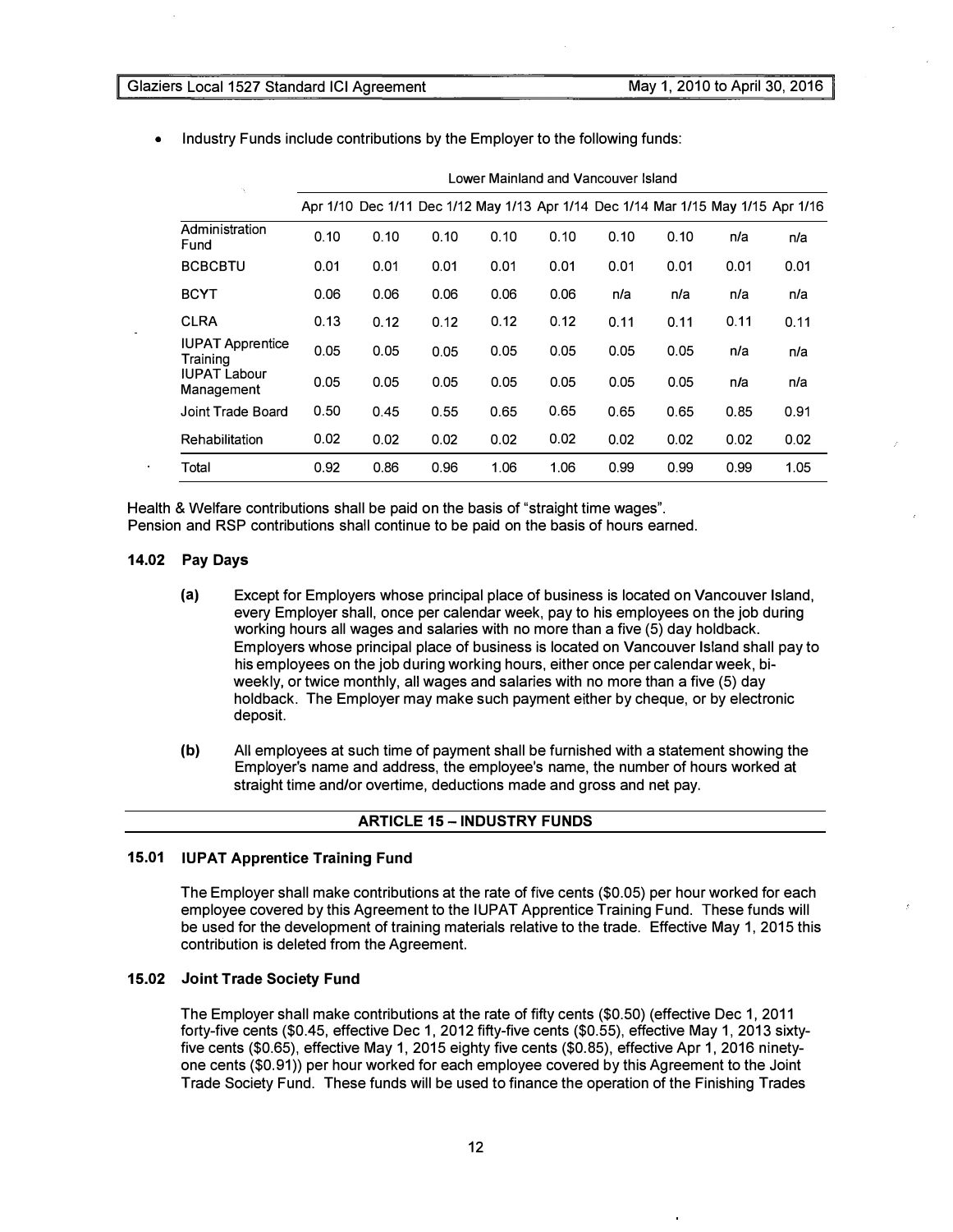- Industry Funds include contributions by the Employer to the following funds:

| | Lower Mainland and Vancouver Island | | | | | | | | |
|---|---|---|---|---|---|---|---|---|---|
| | Apr 1/10 | Dec 1/11 | Dec 1/12 | May 1/13 | Apr 1/14 | Dec 1/14 | Mar 1/15 | May 1/15 | Apr 1/16 |
| Administration Fund | 0.10 | 0.10 | 0.10 | 0.10 | 0.10 | 0.10 | 0.10 | n/a | n/a |
| BCBCBTU | 0.01 | 0.01 | 0.01 | 0.01 | 0.01 | 0.01 | 0.01 | 0.01 | 0.01 |
| BCYT | 0.06 | 0.06 | 0.06 | 0.06 | 0.06 | n/a | n/a | n/a | n/a |
| CLRA | 0.13 | 0.12 | 0.12 | 0.12 | 0.12 | 0.11 | 0.11 | 0.11 | 0.11 |
| IUPAT Apprentice Training | 0.05 | 0.05 | 0.05 | 0.05 | 0.05 | 0.05 | 0.05 | n/a | n/a |
| IUPAT Labour Management | 0.05 | 0.05 | 0.05 | 0.05 | 0.05 | 0.05 | 0.05 | n/a | n/a |
| Joint Trade Board | 0.50 | 0.45 | 0.55 | 0.65 | 0.65 | 0.65 | 0.65 | 0.85 | 0.91 |
| Rehabilitation | 0.02 | 0.02 | 0.02 | 0.02 | 0.02 | 0.02 | 0.02 | 0.02 | 0.02 |
| Total | 0.92 | 0.86 | 0.96 | 1.06 | 1.06 | 0.99 | 0.99 | 0.99 | 1.05 |

Health & Welfare contributions shall be paid on the basis of "straight time wages".
Pension and RSP contributions shall continue to be paid on the basis of hours earned.

### 14.02 Pay Days

**(a)** Except for Employers whose principal place of business is located on Vancouver Island, every Employer shall, once per calendar week, pay to his employees on the job during working hours all wages and salaries with no more than a five (5) day holdback. Employers whose principal place of business is located on Vancouver Island shall pay to his employees on the job during working hours, either once per calendar week, bi-weekly, or twice monthly, all wages and salaries with no more than a five (5) day holdback. The Employer may make such payment either by cheque, or by electronic deposit.

**(b)** All employees at such time of payment shall be furnished with a statement showing the Employer's name and address, the employee's name, the number of hours worked at straight time and/or overtime, deductions made and gross and net pay.

## ARTICLE 15 – INDUSTRY FUNDS

### 15.01 IUPAT Apprentice Training Fund

The Employer shall make contributions at the rate of five cents ($0.05) per hour worked for each employee covered by this Agreement to the IUPAT Apprentice Training Fund. These funds will be used for the development of training materials relative to the trade. Effective May 1, 2015 this contribution is deleted from the Agreement.

### 15.02 Joint Trade Society Fund

The Employer shall make contributions at the rate of fifty cents ($0.50) (effective Dec 1, 2011 forty-five cents ($0.45, effective Dec 1, 2012 fifty-five cents ($0.55), effective May 1, 2013 sixty-five cents ($0.65), effective May 1, 2015 eighty five cents ($0.85), effective Apr 1, 2016 ninety-one cents ($0.91)) per hour worked for each employee covered by this Agreement to the Joint Trade Society Fund. These funds will be used to finance the operation of the Finishing Trades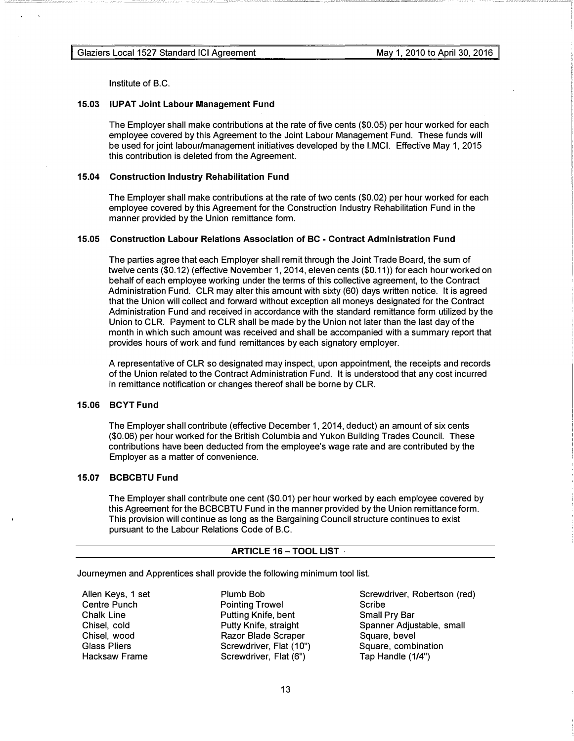Institute of B.C.

### 15.03 IUPAT Joint Labour Management Fund

The Employer shall make contributions at the rate of five cents ($0.05) per hour worked for each employee covered by this Agreement to the Joint Labour Management Fund. These funds will be used for joint labour/management initiatives developed by the LMCI. Effective May 1, 2015 this contribution is deleted from the Agreement.

### 15.04 Construction Industry Rehabilitation Fund

The Employer shall make contributions at the rate of two cents ($0.02) per hour worked for each employee covered by this Agreement for the Construction Industry Rehabilitation Fund in the manner provided by the Union remittance form.

### 15.05 Construction Labour Relations Association of BC - Contract Administration Fund

The parties agree that each Employer shall remit through the Joint Trade Board, the sum of twelve cents ($0.12) (effective November 1, 2014, eleven cents ($0.11)) for each hour worked on behalf of each employee working under the terms of this collective agreement, to the Contract Administration Fund. CLR may alter this amount with sixty (60) days written notice. It is agreed that the Union will collect and forward without exception all moneys designated for the Contract Administration Fund and received in accordance with the standard remittance form utilized by the Union to CLR. Payment to CLR shall be made by the Union not later than the last day of the month in which such amount was received and shall be accompanied with a summary report that provides hours of work and fund remittances by each signatory employer.

A representative of CLR so designated may inspect, upon appointment, the receipts and records of the Union related to the Contract Administration Fund. It is understood that any cost incurred in remittance notification or changes thereof shall be borne by CLR.

### 15.06 BCYT Fund

The Employer shall contribute (effective December 1, 2014, deduct) an amount of six cents ($0.06) per hour worked for the British Columbia and Yukon Building Trades Council. These contributions have been deducted from the employee's wage rate and are contributed by the Employer as a matter of convenience.

### 15.07 BCBCBTU Fund

The Employer shall contribute one cent ($0.01) per hour worked by each employee covered by this Agreement for the BCBCBTU Fund in the manner provided by the Union remittance form. This provision will continue as long as the Bargaining Council structure continues to exist pursuant to the Labour Relations Code of B.C.

## ARTICLE 16 – TOOL LIST

Journeymen and Apprentices shall provide the following minimum tool list.

| | | |
|---|---|---|
| Allen Keys, 1 set | Plumb Bob | Screwdriver, Robertson (red) |
| Centre Punch | Pointing Trowel | Scribe |
| Chalk Line | Putting Knife, bent | Small Pry Bar |
| Chisel, cold | Putty Knife, straight | Spanner Adjustable, small |
| Chisel, wood | Razor Blade Scraper | Square, bevel |
| Glass Pliers | Screwdriver, Flat (10") | Square, combination |
| Hacksaw Frame | Screwdriver, Flat (6") | Tap Handle (1/4") |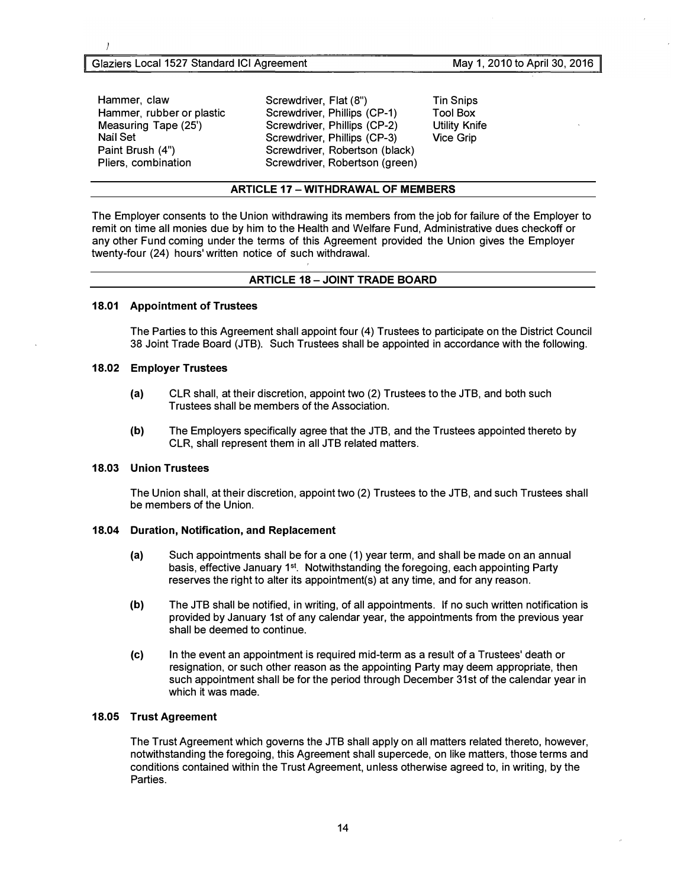| | | |
|---|---|---|
| Hammer, claw | Screwdriver, Flat (8") | Tin Snips |
| Hammer, rubber or plastic | Screwdriver, Phillips (CP-1) | Tool Box |
| Measuring Tape (25') | Screwdriver, Phillips (CP-2) | Utility Knife |
| Nail Set | Screwdriver, Phillips (CP-3) | Vice Grip |
| Paint Brush (4") | Screwdriver, Robertson (black) | |
| Pliers, combination | Screwdriver, Robertson (green) | |

## ARTICLE 17 – WITHDRAWAL OF MEMBERS

The Employer consents to the Union withdrawing its members from the job for failure of the Employer to remit on time all monies due by him to the Health and Welfare Fund, Administrative dues checkoff or any other Fund coming under the terms of this Agreement provided the Union gives the Employer twenty-four (24) hours' written notice of such withdrawal.

## ARTICLE 18 – JOINT TRADE BOARD

### 18.01 Appointment of Trustees

The Parties to this Agreement shall appoint four (4) Trustees to participate on the District Council 38 Joint Trade Board (JTB). Such Trustees shall be appointed in accordance with the following.

### 18.02 Employer Trustees

**(a)** CLR shall, at their discretion, appoint two (2) Trustees to the JTB, and both such Trustees shall be members of the Association.

**(b)** The Employers specifically agree that the JTB, and the Trustees appointed thereto by CLR, shall represent them in all JTB related matters.

### 18.03 Union Trustees

The Union shall, at their discretion, appoint two (2) Trustees to the JTB, and such Trustees shall be members of the Union.

### 18.04 Duration, Notification, and Replacement

**(a)** Such appointments shall be for a one (1) year term, and shall be made on an annual basis, effective January 1st. Notwithstanding the foregoing, each appointing Party reserves the right to alter its appointment(s) at any time, and for any reason.

**(b)** The JTB shall be notified, in writing, of all appointments. If no such written notification is provided by January 1st of any calendar year, the appointments from the previous year shall be deemed to continue.

**(c)** In the event an appointment is required mid-term as a result of a Trustees' death or resignation, or such other reason as the appointing Party may deem appropriate, then such appointment shall be for the period through December 31st of the calendar year in which it was made.

### 18.05 Trust Agreement

The Trust Agreement which governs the JTB shall apply on all matters related thereto, however, notwithstanding the foregoing, this Agreement shall supercede, on like matters, those terms and conditions contained within the Trust Agreement, unless otherwise agreed to, in writing, by the Parties.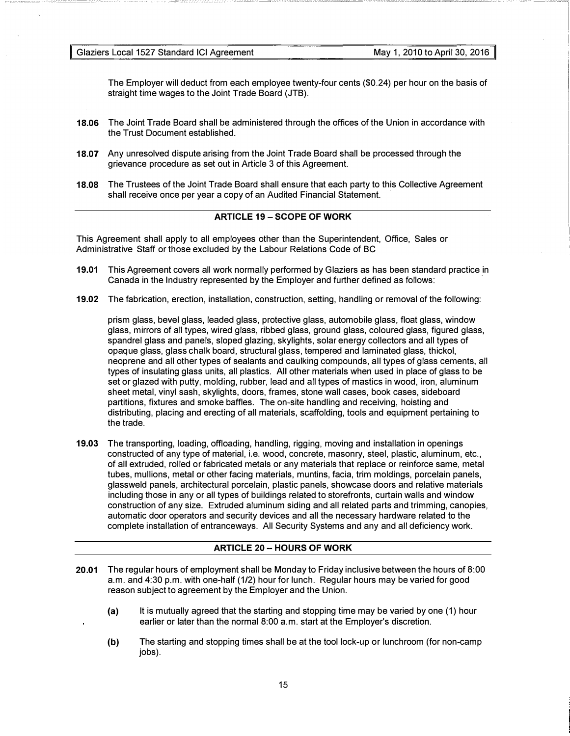The Employer will deduct from each employee twenty-four cents ($0.24) per hour on the basis of straight time wages to the Joint Trade Board (JTB).

**18.06** The Joint Trade Board shall be administered through the offices of the Union in accordance with the Trust Document established.

**18.07** Any unresolved dispute arising from the Joint Trade Board shall be processed through the grievance procedure as set out in Article 3 of this Agreement.

**18.08** The Trustees of the Joint Trade Board shall ensure that each party to this Collective Agreement shall receive once per year a copy of an Audited Financial Statement.

## ARTICLE 19 – SCOPE OF WORK

This Agreement shall apply to all employees other than the Superintendent, Office, Sales or Administrative Staff or those excluded by the Labour Relations Code of BC

**19.01** This Agreement covers all work normally performed by Glaziers as has been standard practice in Canada in the Industry represented by the Employer and further defined as follows:

**19.02** The fabrication, erection, installation, construction, setting, handling or removal of the following:

prism glass, bevel glass, leaded glass, protective glass, automobile glass, float glass, window glass, mirrors of all types, wired glass, ribbed glass, ground glass, coloured glass, figured glass, spandrel glass and panels, sloped glazing, skylights, solar energy collectors and all types of opaque glass, glass chalk board, structural glass, tempered and laminated glass, thickol, neoprene and all other types of sealants and caulking compounds, all types of glass cements, all types of insulating glass units, all plastics. All other materials when used in place of glass to be set or glazed with putty, molding, rubber, lead and all types of mastics in wood, iron, aluminum sheet metal, vinyl sash, skylights, doors, frames, stone wall cases, book cases, sideboard partitions, fixtures and smoke baffles. The on-site handling and receiving, hoisting and distributing, placing and erecting of all materials, scaffolding, tools and equipment pertaining to the trade.

**19.03** The transporting, loading, offloading, handling, rigging, moving and installation in openings constructed of any type of material, i.e. wood, concrete, masonry, steel, plastic, aluminum, etc., of all extruded, rolled or fabricated metals or any materials that replace or reinforce same, metal tubes, mullions, metal or other facing materials, muntins, facia, trim moldings, porcelain panels, glassweld panels, architectural porcelain, plastic panels, showcase doors and relative materials including those in any or all types of buildings related to storefronts, curtain walls and window construction of any size. Extruded aluminum siding and all related parts and trimming, canopies, automatic door operators and security devices and all the necessary hardware related to the complete installation of entranceways. All Security Systems and any and all deficiency work.

## ARTICLE 20 – HOURS OF WORK

**20.01** The regular hours of employment shall be Monday to Friday inclusive between the hours of 8:00 a.m. and 4:30 p.m. with one-half (1/2) hour for lunch. Regular hours may be varied for good reason subject to agreement by the Employer and the Union.

- **(a)** It is mutually agreed that the starting and stopping time may be varied by one (1) hour earlier or later than the normal 8:00 a.m. start at the Employer's discretion.
- **(b)** The starting and stopping times shall be at the tool lock-up or lunchroom (for non-camp jobs).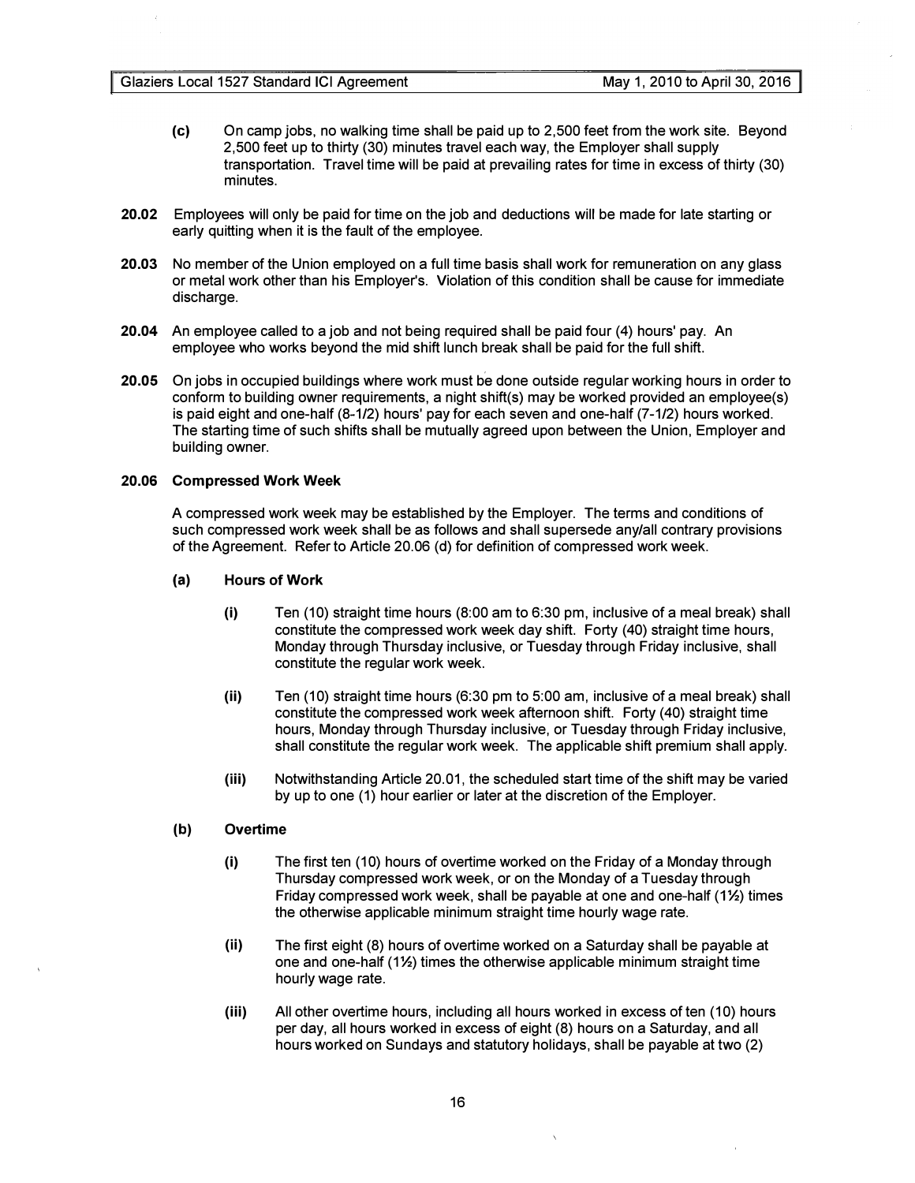(c) On camp jobs, no walking time shall be paid up to 2,500 feet from the work site. Beyond 2,500 feet up to thirty (30) minutes travel each way, the Employer shall supply transportation. Travel time will be paid at prevailing rates for time in excess of thirty (30) minutes.

**20.02** Employees will only be paid for time on the job and deductions will be made for late starting or early quitting when it is the fault of the employee.

**20.03** No member of the Union employed on a full time basis shall work for remuneration on any glass or metal work other than his Employer's. Violation of this condition shall be cause for immediate discharge.

**20.04** An employee called to a job and not being required shall be paid four (4) hours' pay. An employee who works beyond the mid shift lunch break shall be paid for the full shift.

**20.05** On jobs in occupied buildings where work must be done outside regular working hours in order to conform to building owner requirements, a night shift(s) may be worked provided an employee(s) is paid eight and one-half (8-1/2) hours' pay for each seven and one-half (7-1/2) hours worked. The starting time of such shifts shall be mutually agreed upon between the Union, Employer and building owner.

**20.06 Compressed Work Week**

A compressed work week may be established by the Employer. The terms and conditions of such compressed work week shall be as follows and shall supersede any/all contrary provisions of the Agreement. Refer to Article 20.06 (d) for definition of compressed work week.

**(a) Hours of Work**

(i) Ten (10) straight time hours (8:00 am to 6:30 pm, inclusive of a meal break) shall constitute the compressed work week day shift. Forty (40) straight time hours, Monday through Thursday inclusive, or Tuesday through Friday inclusive, shall constitute the regular work week.

(ii) Ten (10) straight time hours (6:30 pm to 5:00 am, inclusive of a meal break) shall constitute the compressed work week afternoon shift. Forty (40) straight time hours, Monday through Thursday inclusive, or Tuesday through Friday inclusive, shall constitute the regular work week. The applicable shift premium shall apply.

(iii) Notwithstanding Article 20.01, the scheduled start time of the shift may be varied by up to one (1) hour earlier or later at the discretion of the Employer.

**(b) Overtime**

(i) The first ten (10) hours of overtime worked on the Friday of a Monday through Thursday compressed work week, or on the Monday of a Tuesday through Friday compressed work week, shall be payable at one and one-half (1½) times the otherwise applicable minimum straight time hourly wage rate.

(ii) The first eight (8) hours of overtime worked on a Saturday shall be payable at one and one-half (1½) times the otherwise applicable minimum straight time hourly wage rate.

(iii) All other overtime hours, including all hours worked in excess of ten (10) hours per day, all hours worked in excess of eight (8) hours on a Saturday, and all hours worked on Sundays and statutory holidays, shall be payable at two (2)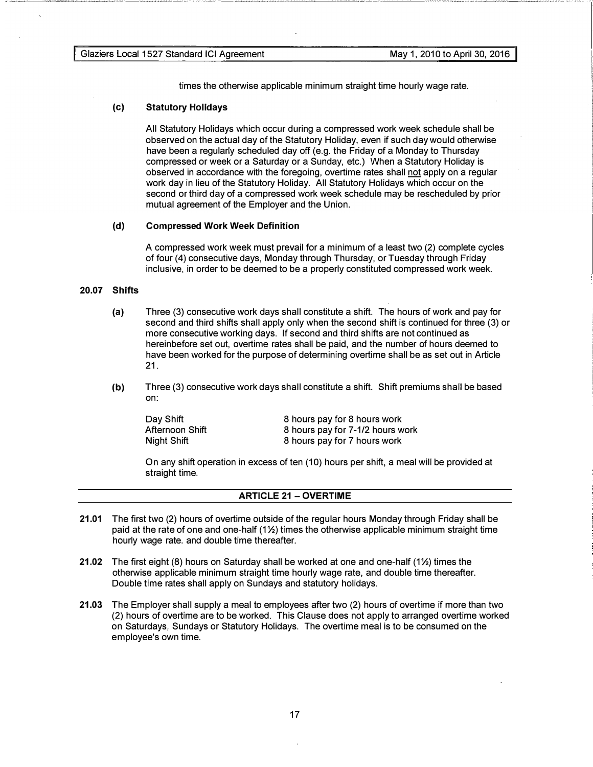times the otherwise applicable minimum straight time hourly wage rate.

**(c) Statutory Holidays**

All Statutory Holidays which occur during a compressed work week schedule shall be observed on the actual day of the Statutory Holiday, even if such day would otherwise have been a regularly scheduled day off (e.g. the Friday of a Monday to Thursday compressed or week or a Saturday or a Sunday, etc.) When a Statutory Holiday is observed in accordance with the foregoing, overtime rates shall not apply on a regular work day in lieu of the Statutory Holiday. All Statutory Holidays which occur on the second or third day of a compressed work week schedule may be rescheduled by prior mutual agreement of the Employer and the Union.

**(d) Compressed Work Week Definition**

A compressed work week must prevail for a minimum of a least two (2) complete cycles of four (4) consecutive days, Monday through Thursday, or Tuesday through Friday inclusive, in order to be deemed to be a properly constituted compressed work week.

**20.07 Shifts**

**(a)** Three (3) consecutive work days shall constitute a shift. The hours of work and pay for second and third shifts shall apply only when the second shift is continued for three (3) or more consecutive working days. If second and third shifts are not continued as hereinbefore set out, overtime rates shall be paid, and the number of hours deemed to have been worked for the purpose of determining overtime shall be as set out in Article 21.

**(b)** Three (3) consecutive work days shall constitute a shift. Shift premiums shall be based on:

| | |
|---|---|
| Day Shift | 8 hours pay for 8 hours work |
| Afternoon Shift | 8 hours pay for 7-1/2 hours work |
| Night Shift | 8 hours pay for 7 hours work |

On any shift operation in excess of ten (10) hours per shift, a meal will be provided at straight time.

## ARTICLE 21 – OVERTIME

**21.01** The first two (2) hours of overtime outside of the regular hours Monday through Friday shall be paid at the rate of one and one-half (1½) times the otherwise applicable minimum straight time hourly wage rate. and double time thereafter.

**21.02** The first eight (8) hours on Saturday shall be worked at one and one-half (1½) times the otherwise applicable minimum straight time hourly wage rate, and double time thereafter. Double time rates shall apply on Sundays and statutory holidays.

**21.03** The Employer shall supply a meal to employees after two (2) hours of overtime if more than two (2) hours of overtime are to be worked. This Clause does not apply to arranged overtime worked on Saturdays, Sundays or Statutory Holidays. The overtime meal is to be consumed on the employee's own time.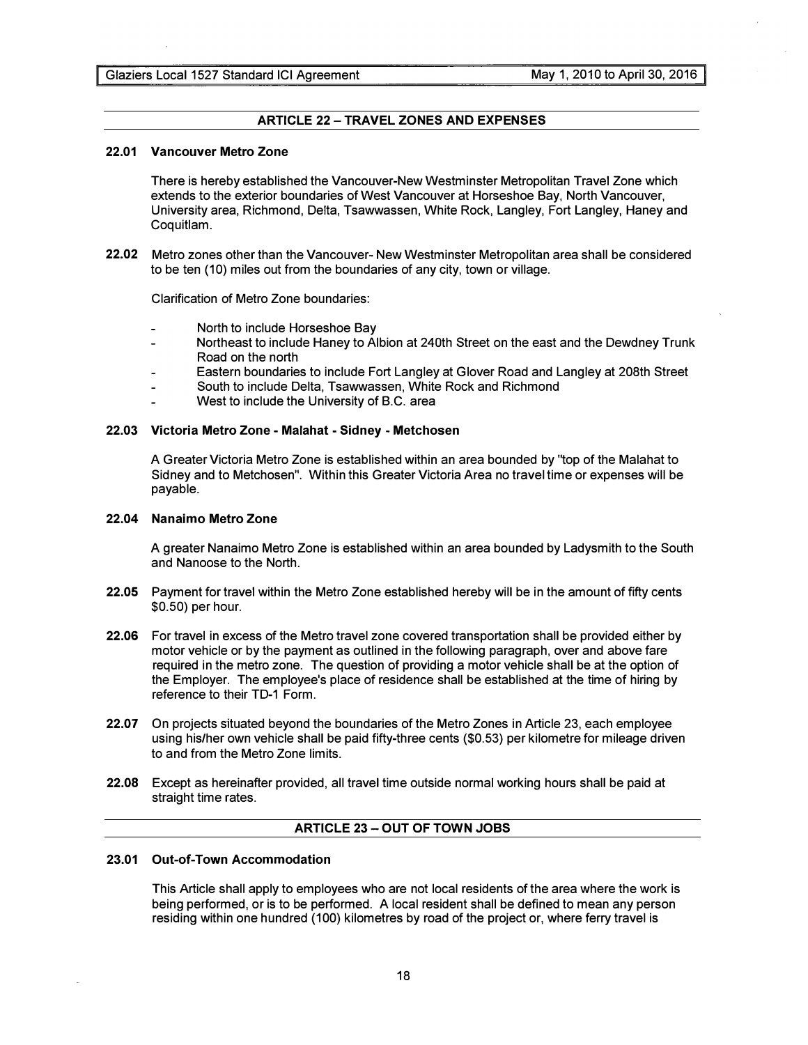## ARTICLE 22 – TRAVEL ZONES AND EXPENSES

### 22.01 Vancouver Metro Zone

There is hereby established the Vancouver-New Westminster Metropolitan Travel Zone which extends to the exterior boundaries of West Vancouver at Horseshoe Bay, North Vancouver, University area, Richmond, Delta, Tsawwassen, White Rock, Langley, Fort Langley, Haney and Coquitlam.

**22.02** Metro zones other than the Vancouver- New Westminster Metropolitan area shall be considered to be ten (10) miles out from the boundaries of any city, town or village.

Clarification of Metro Zone boundaries:

- North to include Horseshoe Bay
- Northeast to include Haney to Albion at 240th Street on the east and the Dewdney Trunk Road on the north
- Eastern boundaries to include Fort Langley at Glover Road and Langley at 208th Street
- South to include Delta, Tsawwassen, White Rock and Richmond
- West to include the University of B.C. area

### 22.03 Victoria Metro Zone - Malahat - Sidney - Metchosen

A Greater Victoria Metro Zone is established within an area bounded by "top of the Malahat to Sidney and to Metchosen". Within this Greater Victoria Area no travel time or expenses will be payable.

### 22.04 Nanaimo Metro Zone

A greater Nanaimo Metro Zone is established within an area bounded by Ladysmith to the South and Nanoose to the North.

**22.05** Payment for travel within the Metro Zone established hereby will be in the amount of fifty cents $0.50) per hour.

**22.06** For travel in excess of the Metro travel zone covered transportation shall be provided either by motor vehicle or by the payment as outlined in the following paragraph, over and above fare required in the metro zone. The question of providing a motor vehicle shall be at the option of the Employer. The employee's place of residence shall be established at the time of hiring by reference to their TD-1 Form.

**22.07** On projects situated beyond the boundaries of the Metro Zones in Article 23, each employee using his/her own vehicle shall be paid fifty-three cents ($0.53) per kilometre for mileage driven to and from the Metro Zone limits.

**22.08** Except as hereinafter provided, all travel time outside normal working hours shall be paid at straight time rates.

## ARTICLE 23 – OUT OF TOWN JOBS

### 23.01 Out-of-Town Accommodation

This Article shall apply to employees who are not local residents of the area where the work is being performed, or is to be performed. A local resident shall be defined to mean any person residing within one hundred (100) kilometres by road of the project or, where ferry travel is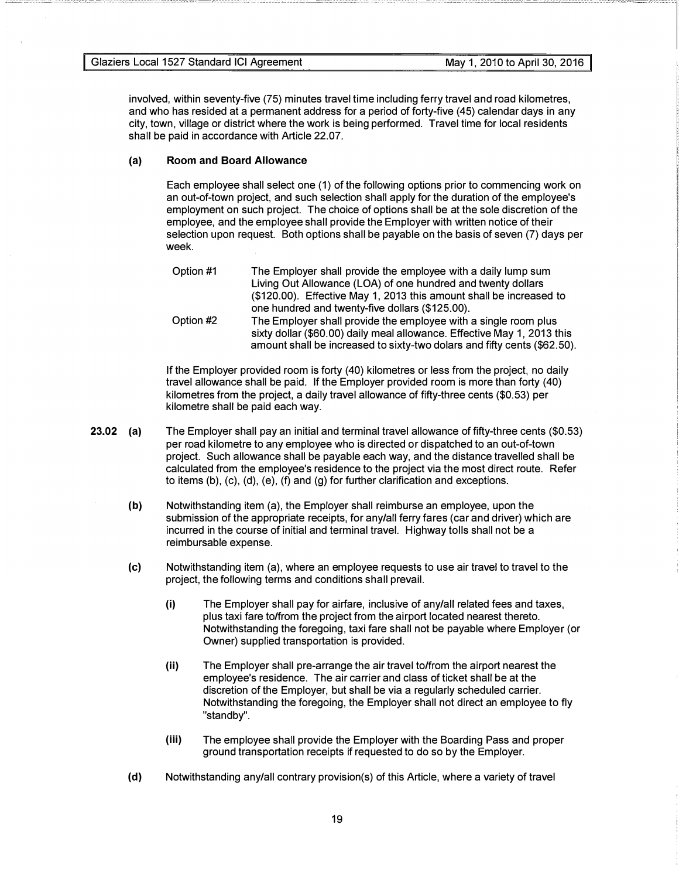involved, within seventy-five (75) minutes travel time including ferry travel and road kilometres, and who has resided at a permanent address for a period of forty-five (45) calendar days in any city, town, village or district where the work is being performed. Travel time for local residents shall be paid in accordance with Article 22.07.

**(a) Room and Board Allowance**

Each employee shall select one (1) of the following options prior to commencing work on an out-of-town project, and such selection shall apply for the duration of the employee's employment on such project. The choice of options shall be at the sole discretion of the employee, and the employee shall provide the Employer with written notice of their selection upon request. Both options shall be payable on the basis of seven (7) days per week.

Option #1 — The Employer shall provide the employee with a daily lump sum Living Out Allowance (LOA) of one hundred and twenty dollars ($120.00). Effective May 1, 2013 this amount shall be increased to one hundred and twenty-five dollars ($125.00).

Option #2 — The Employer shall provide the employee with a single room plus sixty dollar ($60.00) daily meal allowance. Effective May 1, 2013 this amount shall be increased to sixty-two dolars and fifty cents ($62.50).

If the Employer provided room is forty (40) kilometres or less from the project, no daily travel allowance shall be paid. If the Employer provided room is more than forty (40) kilometres from the project, a daily travel allowance of fifty-three cents ($0.53) per kilometre shall be paid each way.

**23.02 (a)** The Employer shall pay an initial and terminal travel allowance of fifty-three cents ($0.53) per road kilometre to any employee who is directed or dispatched to an out-of-town project. Such allowance shall be payable each way, and the distance travelled shall be calculated from the employee's residence to the project via the most direct route. Refer to items (b), (c), (d), (e), (f) and (g) for further clarification and exceptions.

**(b)** Notwithstanding item (a), the Employer shall reimburse an employee, upon the submission of the appropriate receipts, for any/all ferry fares (car and driver) which are incurred in the course of initial and terminal travel. Highway tolls shall not be a reimbursable expense.

**(c)** Notwithstanding item (a), where an employee requests to use air travel to travel to the project, the following terms and conditions shall prevail.

**(i)** The Employer shall pay for airfare, inclusive of any/all related fees and taxes, plus taxi fare to/from the project from the airport located nearest thereto. Notwithstanding the foregoing, taxi fare shall not be payable where Employer (or Owner) supplied transportation is provided.

**(ii)** The Employer shall pre-arrange the air travel to/from the airport nearest the employee's residence. The air carrier and class of ticket shall be at the discretion of the Employer, but shall be via a regularly scheduled carrier. Notwithstanding the foregoing, the Employer shall not direct an employee to fly "standby".

**(iii)** The employee shall provide the Employer with the Boarding Pass and proper ground transportation receipts if requested to do so by the Employer.

**(d)** Notwithstanding any/all contrary provision(s) of this Article, where a variety of travel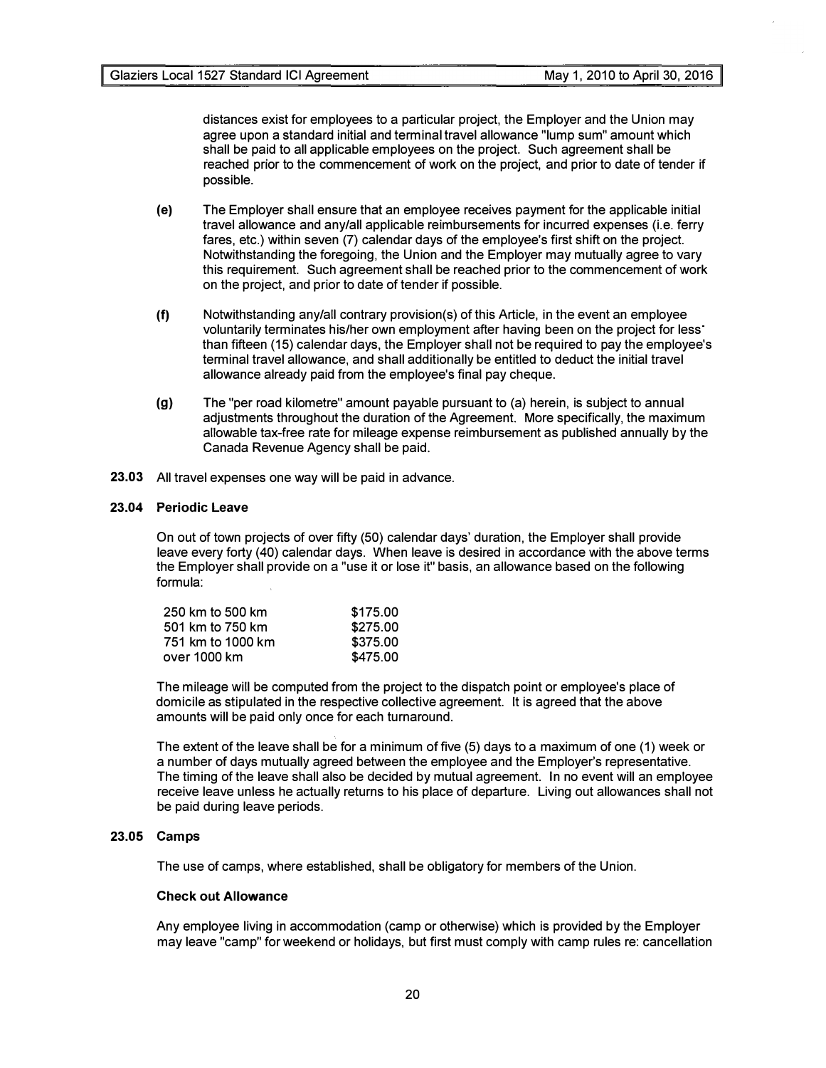distances exist for employees to a particular project, the Employer and the Union may agree upon a standard initial and terminal travel allowance "lump sum" amount which shall be paid to all applicable employees on the project. Such agreement shall be reached prior to the commencement of work on the project, and prior to date of tender if possible.

**(e)** The Employer shall ensure that an employee receives payment for the applicable initial travel allowance and any/all applicable reimbursements for incurred expenses (i.e. ferry fares, etc.) within seven (7) calendar days of the employee's first shift on the project. Notwithstanding the foregoing, the Union and the Employer may mutually agree to vary this requirement. Such agreement shall be reached prior to the commencement of work on the project, and prior to date of tender if possible.

**(f)** Notwithstanding any/all contrary provision(s) of this Article, in the event an employee voluntarily terminates his/her own employment after having been on the project for less than fifteen (15) calendar days, the Employer shall not be required to pay the employee's terminal travel allowance, and shall additionally be entitled to deduct the initial travel allowance already paid from the employee's final pay cheque.

**(g)** The "per road kilometre" amount payable pursuant to (a) herein, is subject to annual adjustments throughout the duration of the Agreement. More specifically, the maximum allowable tax-free rate for mileage expense reimbursement as published annually by the Canada Revenue Agency shall be paid.

**23.03** All travel expenses one way will be paid in advance.

**23.04 Periodic Leave**

On out of town projects of over fifty (50) calendar days' duration, the Employer shall provide leave every forty (40) calendar days. When leave is desired in accordance with the above terms the Employer shall provide on a "use it or lose it" basis, an allowance based on the following formula:

| | |
|---|---|
| 250 km to 500 km | $175.00 |
| 501 km to 750 km | $275.00 |
| 751 km to 1000 km | $375.00 |
| over 1000 km | $475.00 |

The mileage will be computed from the project to the dispatch point or employee's place of domicile as stipulated in the respective collective agreement. It is agreed that the above amounts will be paid only once for each turnaround.

The extent of the leave shall be for a minimum of five (5) days to a maximum of one (1) week or a number of days mutually agreed between the employee and the Employer's representative. The timing of the leave shall also be decided by mutual agreement. In no event will an employee receive leave unless he actually returns to his place of departure. Living out allowances shall not be paid during leave periods.

**23.05 Camps**

The use of camps, where established, shall be obligatory for members of the Union.

**Check out Allowance**

Any employee living in accommodation (camp or otherwise) which is provided by the Employer may leave "camp" for weekend or holidays, but first must comply with camp rules re: cancellation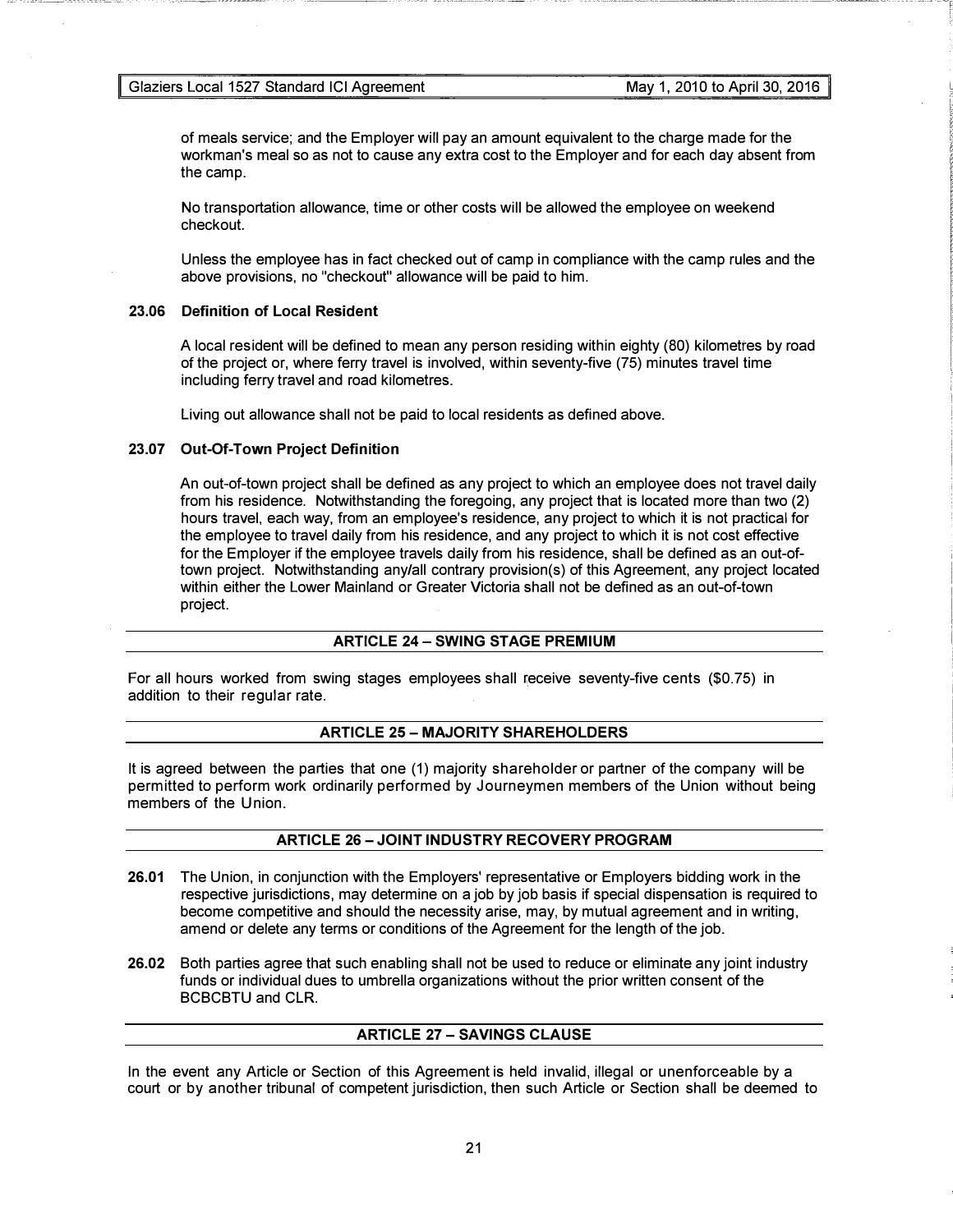of meals service; and the Employer will pay an amount equivalent to the charge made for the workman's meal so as not to cause any extra cost to the Employer and for each day absent from the camp.

No transportation allowance, time or other costs will be allowed the employee on weekend checkout.

Unless the employee has in fact checked out of camp in compliance with the camp rules and the above provisions, no "checkout" allowance will be paid to him.

### 23.06 Definition of Local Resident

A local resident will be defined to mean any person residing within eighty (80) kilometres by road of the project or, where ferry travel is involved, within seventy-five (75) minutes travel time including ferry travel and road kilometres.

Living out allowance shall not be paid to local residents as defined above.

### 23.07 Out-Of-Town Project Definition

An out-of-town project shall be defined as any project to which an employee does not travel daily from his residence. Notwithstanding the foregoing, any project that is located more than two (2) hours travel, each way, from an employee's residence, any project to which it is not practical for the employee to travel daily from his residence, and any project to which it is not cost effective for the Employer if the employee travels daily from his residence, shall be defined as an out-of-town project. Notwithstanding any/all contrary provision(s) of this Agreement, any project located within either the Lower Mainland or Greater Victoria shall not be defined as an out-of-town project.

## ARTICLE 24 – SWING STAGE PREMIUM

For all hours worked from swing stages employees shall receive seventy-five cents ($0.75) in addition to their regular rate.

## ARTICLE 25 – MAJORITY SHAREHOLDERS

It is agreed between the parties that one (1) majority shareholder or partner of the company will be permitted to perform work ordinarily performed by Journeymen members of the Union without being members of the Union.

## ARTICLE 26 – JOINT INDUSTRY RECOVERY PROGRAM

**26.01** The Union, in conjunction with the Employers' representative or Employers bidding work in the respective jurisdictions, may determine on a job by job basis if special dispensation is required to become competitive and should the necessity arise, may, by mutual agreement and in writing, amend or delete any terms or conditions of the Agreement for the length of the job.

**26.02** Both parties agree that such enabling shall not be used to reduce or eliminate any joint industry funds or individual dues to umbrella organizations without the prior written consent of the BCBCBTU and CLR.

## ARTICLE 27 – SAVINGS CLAUSE

In the event any Article or Section of this Agreement is held invalid, illegal or unenforceable by a court or by another tribunal of competent jurisdiction, then such Article or Section shall be deemed to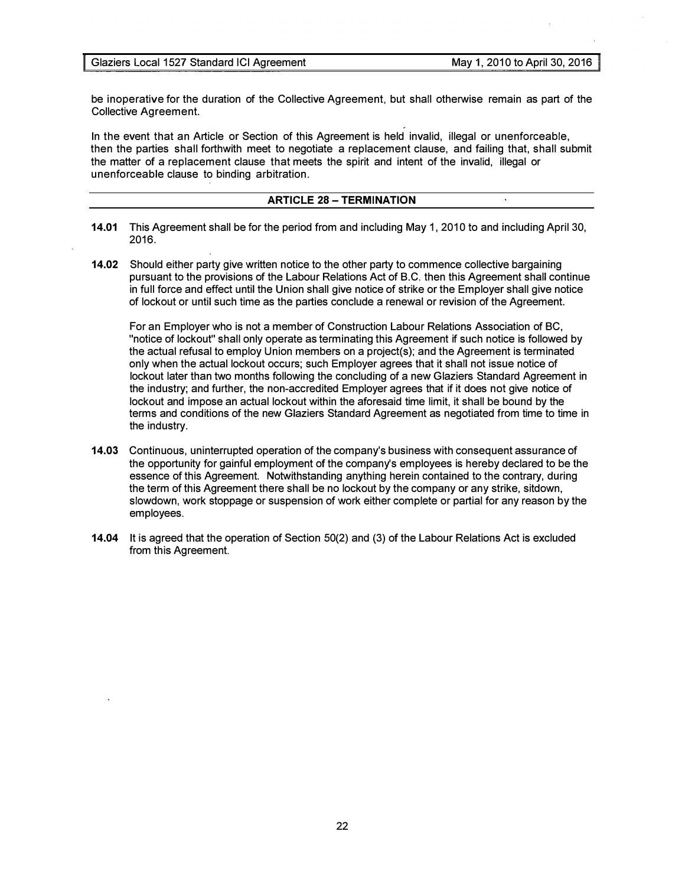be inoperative for the duration of the Collective Agreement, but shall otherwise remain as part of the Collective Agreement.

In the event that an Article or Section of this Agreement is held invalid, illegal or unenforceable, then the parties shall forthwith meet to negotiate a replacement clause, and failing that, shall submit the matter of a replacement clause that meets the spirit and intent of the invalid, illegal or unenforceable clause to binding arbitration.

## ARTICLE 28 – TERMINATION

**14.01** This Agreement shall be for the period from and including May 1, 2010 to and including April 30, 2016.

**14.02** Should either party give written notice to the other party to commence collective bargaining pursuant to the provisions of the Labour Relations Act of B.C. then this Agreement shall continue in full force and effect until the Union shall give notice of strike or the Employer shall give notice of lockout or until such time as the parties conclude a renewal or revision of the Agreement.

For an Employer who is not a member of Construction Labour Relations Association of BC, "notice of lockout" shall only operate as terminating this Agreement if such notice is followed by the actual refusal to employ Union members on a project(s); and the Agreement is terminated only when the actual lockout occurs; such Employer agrees that it shall not issue notice of lockout later than two months following the concluding of a new Glaziers Standard Agreement in the industry; and further, the non-accredited Employer agrees that if it does not give notice of lockout and impose an actual lockout within the aforesaid time limit, it shall be bound by the terms and conditions of the new Glaziers Standard Agreement as negotiated from time to time in the industry.

**14.03** Continuous, uninterrupted operation of the company's business with consequent assurance of the opportunity for gainful employment of the company's employees is hereby declared to be the essence of this Agreement. Notwithstanding anything herein contained to the contrary, during the term of this Agreement there shall be no lockout by the company or any strike, sitdown, slowdown, work stoppage or suspension of work either complete or partial for any reason by the employees.

**14.04** It is agreed that the operation of Section 50(2) and (3) of the Labour Relations Act is excluded from this Agreement.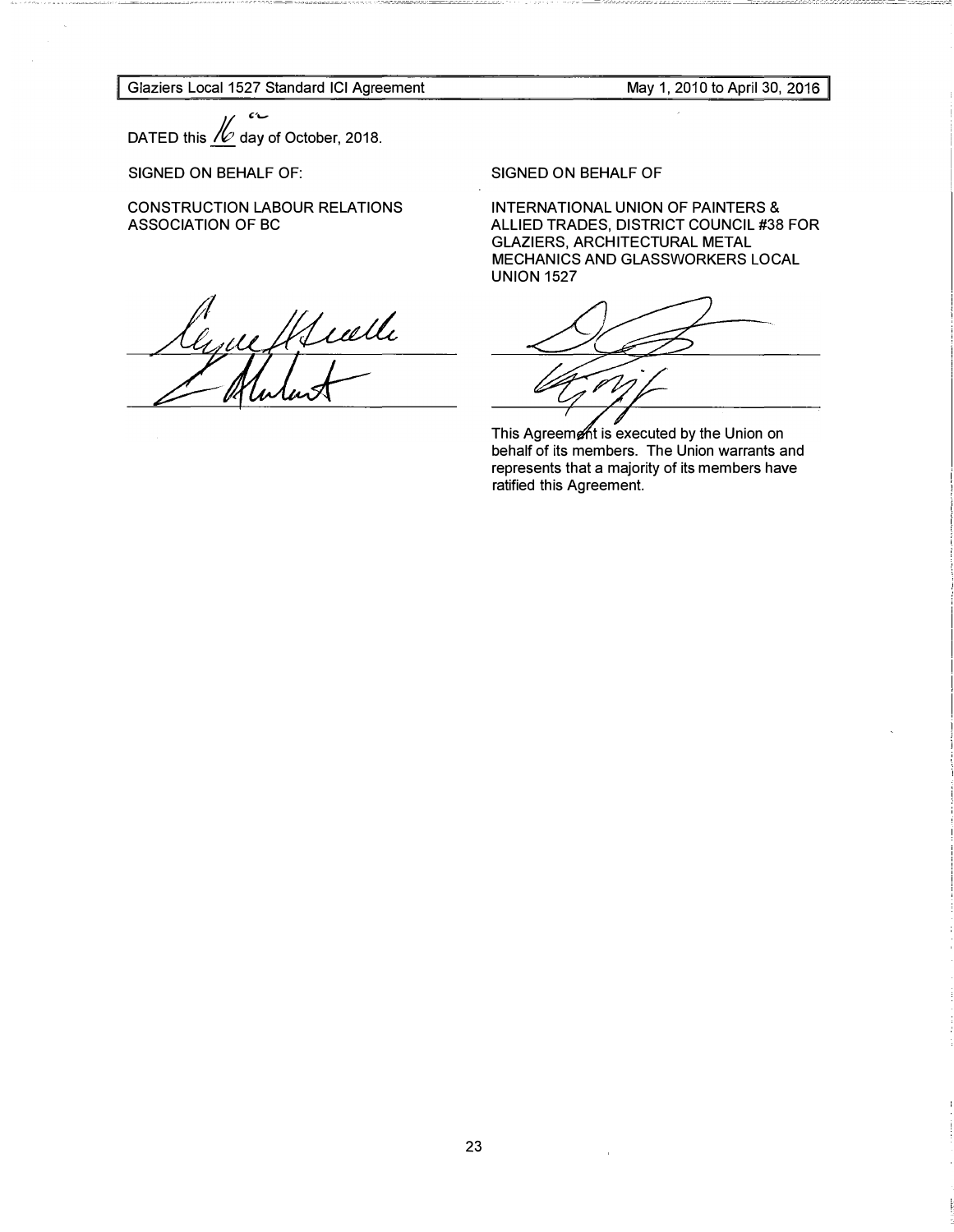DATED this 16th day of October, 2018.

SIGNED ON BEHALF OF:

CONSTRUCTION LABOUR RELATIONS ASSOCIATION OF BC

SIGNED ON BEHALF OF

INTERNATIONAL UNION OF PAINTERS & ALLIED TRADES, DISTRICT COUNCIL #38 FOR GLAZIERS, ARCHITECTURAL METAL MECHANICS AND GLASSWORKERS LOCAL UNION 1527

This Agreement is executed by the Union on behalf of its members. The Union warrants and represents that a majority of its members have ratified this Agreement.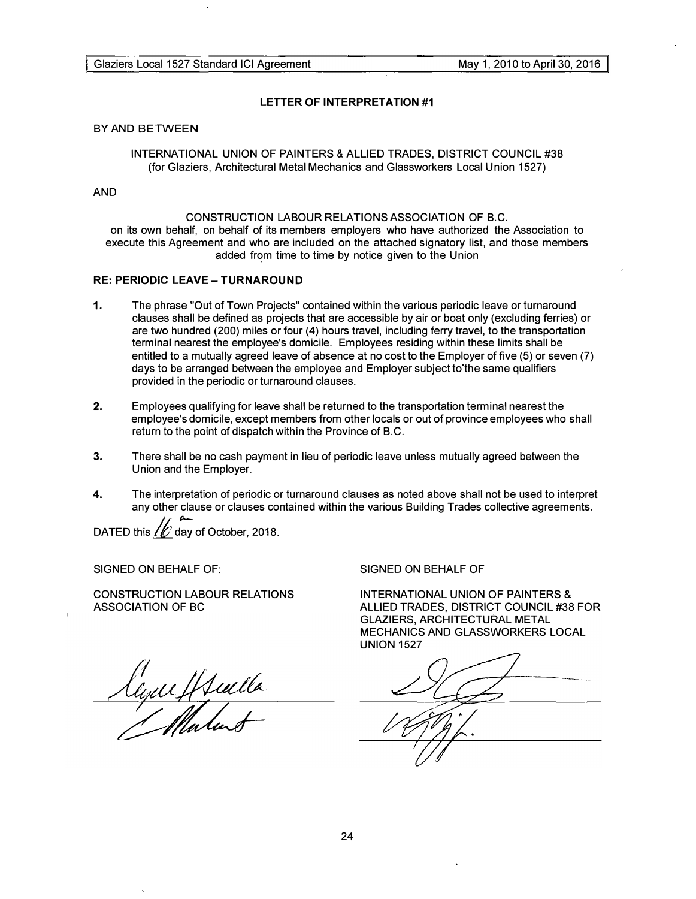## LETTER OF INTERPRETATION #1

BY AND BETWEEN

INTERNATIONAL UNION OF PAINTERS & ALLIED TRADES, DISTRICT COUNCIL #38 (for Glaziers, Architectural Metal Mechanics and Glassworkers Local Union 1527)

AND

CONSTRUCTION LABOUR RELATIONS ASSOCIATION OF B.C. on its own behalf, on behalf of its members employers who have authorized the Association to execute this Agreement and who are included on the attached signatory list, and those members added from time to time by notice given to the Union

**RE: PERIODIC LEAVE – TURNAROUND**

1. The phrase "Out of Town Projects" contained within the various periodic leave or turnaround clauses shall be defined as projects that are accessible by air or boat only (excluding ferries) or are two hundred (200) miles or four (4) hours travel, including ferry travel, to the transportation terminal nearest the employee's domicile. Employees residing within these limits shall be entitled to a mutually agreed leave of absence at no cost to the Employer of five (5) or seven (7) days to be arranged between the employee and Employer subject to the same qualifiers provided in the periodic or turnaround clauses.

2. Employees qualifying for leave shall be returned to the transportation terminal nearest the employee's domicile, except members from other locals or out of province employees who shall return to the point of dispatch within the Province of B.C.

3. There shall be no cash payment in lieu of periodic leave unless mutually agreed between the Union and the Employer.

4. The interpretation of periodic or turnaround clauses as noted above shall not be used to interpret any other clause or clauses contained within the various Building Trades collective agreements.

DATED this 16th day of October, 2018.

SIGNED ON BEHALF OF:

CONSTRUCTION LABOUR RELATIONS ASSOCIATION OF BC

SIGNED ON BEHALF OF

INTERNATIONAL UNION OF PAINTERS & ALLIED TRADES, DISTRICT COUNCIL #38 FOR GLAZIERS, ARCHITECTURAL METAL MECHANICS AND GLASSWORKERS LOCAL UNION 1527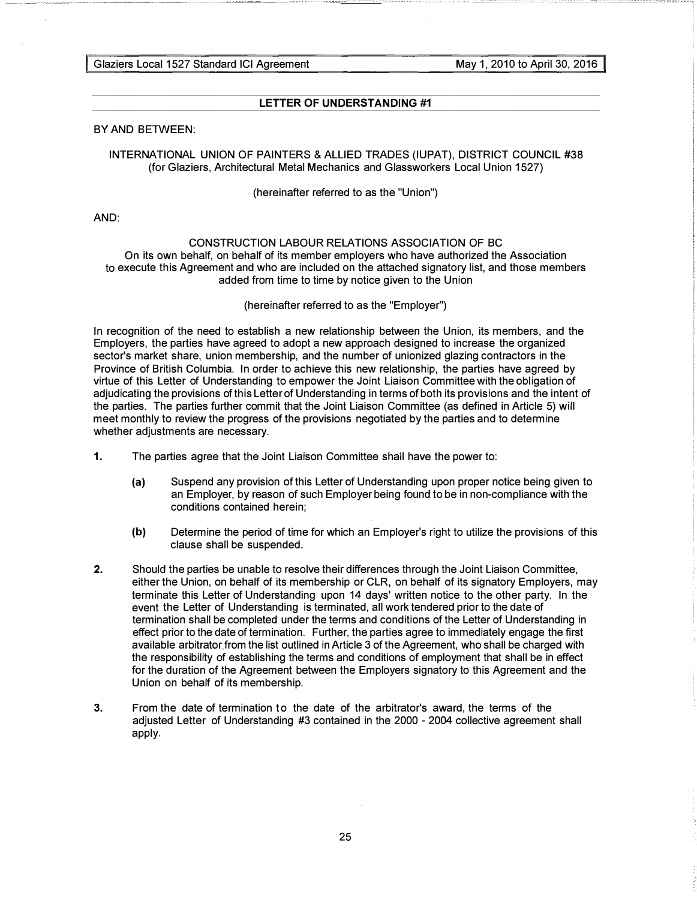## LETTER OF UNDERSTANDING #1

BY AND BETWEEN:

INTERNATIONAL UNION OF PAINTERS & ALLIED TRADES (IUPAT), DISTRICT COUNCIL #38
(for Glaziers, Architectural Metal Mechanics and Glassworkers Local Union 1527)

(hereinafter referred to as the "Union")

AND:

CONSTRUCTION LABOUR RELATIONS ASSOCIATION OF BC
On its own behalf, on behalf of its member employers who have authorized the Association to execute this Agreement and who are included on the attached signatory list, and those members added from time to time by notice given to the Union

(hereinafter referred to as the "Employer")

In recognition of the need to establish a new relationship between the Union, its members, and the Employers, the parties have agreed to adopt a new approach designed to increase the organized sector's market share, union membership, and the number of unionized glazing contractors in the Province of British Columbia. In order to achieve this new relationship, the parties have agreed by virtue of this Letter of Understanding to empower the Joint Liaison Committee with the obligation of adjudicating the provisions of this Letter of Understanding in terms of both its provisions and the intent of the parties. The parties further commit that the Joint Liaison Committee (as defined in Article 5) will meet monthly to review the progress of the provisions negotiated by the parties and to determine whether adjustments are necessary.

**1.** The parties agree that the Joint Liaison Committee shall have the power to:

- **(a)** Suspend any provision of this Letter of Understanding upon proper notice being given to an Employer, by reason of such Employer being found to be in non-compliance with the conditions contained herein;

- **(b)** Determine the period of time for which an Employer's right to utilize the provisions of this clause shall be suspended.

**2.** Should the parties be unable to resolve their differences through the Joint Liaison Committee, either the Union, on behalf of its membership or CLR, on behalf of its signatory Employers, may terminate this Letter of Understanding upon 14 days' written notice to the other party. In the event the Letter of Understanding is terminated, all work tendered prior to the date of termination shall be completed under the terms and conditions of the Letter of Understanding in effect prior to the date of termination. Further, the parties agree to immediately engage the first available arbitrator from the list outlined in Article 3 of the Agreement, who shall be charged with the responsibility of establishing the terms and conditions of employment that shall be in effect for the duration of the Agreement between the Employers signatory to this Agreement and the Union on behalf of its membership.

**3.** From the date of termination to the date of the arbitrator's award, the terms of the adjusted Letter of Understanding #3 contained in the 2000 - 2004 collective agreement shall apply.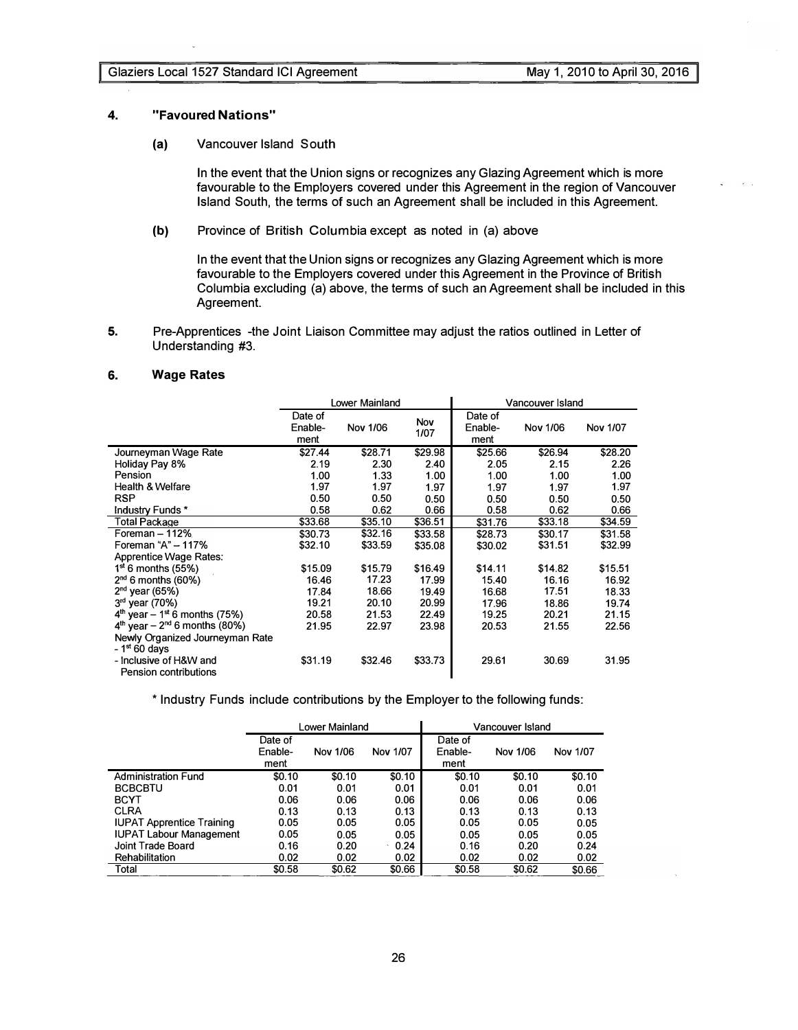## 4. "Favoured Nations"

**(a)** Vancouver Island South

In the event that the Union signs or recognizes any Glazing Agreement which is more favourable to the Employers covered under this Agreement in the region of Vancouver Island South, the terms of such an Agreement shall be included in this Agreement.

**(b)** Province of British Columbia except as noted in (a) above

In the event that the Union signs or recognizes any Glazing Agreement which is more favourable to the Employers covered under this Agreement in the Province of British Columbia excluding (a) above, the terms of such an Agreement shall be included in this Agreement.

**5.** Pre-Apprentices -the Joint Liaison Committee may adjust the ratios outlined in Letter of Understanding #3.

## 6. Wage Rates

| | Lower Mainland | | | Vancouver Island | | |
|---|---|---|---|---|---|---|
| | Date of Enablement | Nov 1/06 | Nov 1/07 | Date of Enablement | Nov 1/06 | Nov 1/07 |
| Journeyman Wage Rate | $27.44 | $28.71 | $29.98 | $25.66 | $26.94 | $28.20 |
| Holiday Pay 8% | 2.19 | 2.30 | 2.40 | 2.05 | 2.15 | 2.26 |
| Pension | 1.00 | 1.33 | 1.00 | 1.00 | 1.00 | 1.00 |
| Health & Welfare | 1.97 | 1.97 | 1.97 | 1.97 | 1.97 | 1.97 |
| RSP | 0.50 | 0.50 | 0.50 | 0.50 | 0.50 | 0.50 |
| Industry Funds * | 0.58 | 0.62 | 0.66 | 0.58 | 0.62 | 0.66 |
| Total Package | $33.68 | $35.10 | $36.51 | $31.76 | $33.18 | $34.59 |
| Foreman – 112% | $30.73 | $32.16 | $33.58 | $28.73 | $30.17 | $31.58 |
| Foreman "A" – 117% | $32.10 | $33.59 | $35.08 | $30.02 | $31.51 | $32.99 |
| Apprentice Wage Rates: | | | | | | |
| 1st 6 months (55%) | $15.09 | $15.79 | $16.49 | $14.11 | $14.82 | $15.51 |
| 2nd 6 months (60%) | 16.46 | 17.23 | 17.99 | 15.40 | 16.16 | 16.92 |
| 2nd year (65%) | 17.84 | 18.66 | 19.49 | 16.68 | 17.51 | 18.33 |
| 3rd year (70%) | 19.21 | 20.10 | 20.99 | 17.96 | 18.86 | 19.74 |
| 4th year – 1st 6 months (75%) | 20.58 | 21.53 | 22.49 | 19.25 | 20.21 | 21.15 |
| 4th year – 2nd 6 months (80%) | 21.95 | 22.97 | 23.98 | 20.53 | 21.55 | 22.56 |
| Newly Organized Journeyman Rate - 1st 60 days - Inclusive of H&W and Pension contributions | $31.19 | $32.46 | $33.73 | 29.61 | 30.69 | 31.95 |

\* Industry Funds include contributions by the Employer to the following funds:

| | Lower Mainland | | | Vancouver Island | | |
|---|---|---|---|---|---|---|
| | Date of Enablement | Nov 1/06 | Nov 1/07 | Date of Enablement | Nov 1/06 | Nov 1/07 |
| Administration Fund | $0.10 | $0.10 | $0.10 | $0.10 | $0.10 | $0.10 |
| BCBCBTU | 0.01 | 0.01 | 0.01 | 0.01 | 0.01 | 0.01 |
| BCYT | 0.06 | 0.06 | 0.06 | 0.06 | 0.06 | 0.06 |
| CLRA | 0.13 | 0.13 | 0.13 | 0.13 | 0.13 | 0.13 |
| IUPAT Apprentice Training | 0.05 | 0.05 | 0.05 | 0.05 | 0.05 | 0.05 |
| IUPAT Labour Management | 0.05 | 0.05 | 0.05 | 0.05 | 0.05 | 0.05 |
| Joint Trade Board | 0.16 | 0.20 | 0.24 | 0.16 | 0.20 | 0.24 |
| Rehabilitation | 0.02 | 0.02 | 0.02 | 0.02 | 0.02 | 0.02 |
| Total | $0.58 | $0.62 | $0.66 | $0.58 | $0.62 | $0.66 |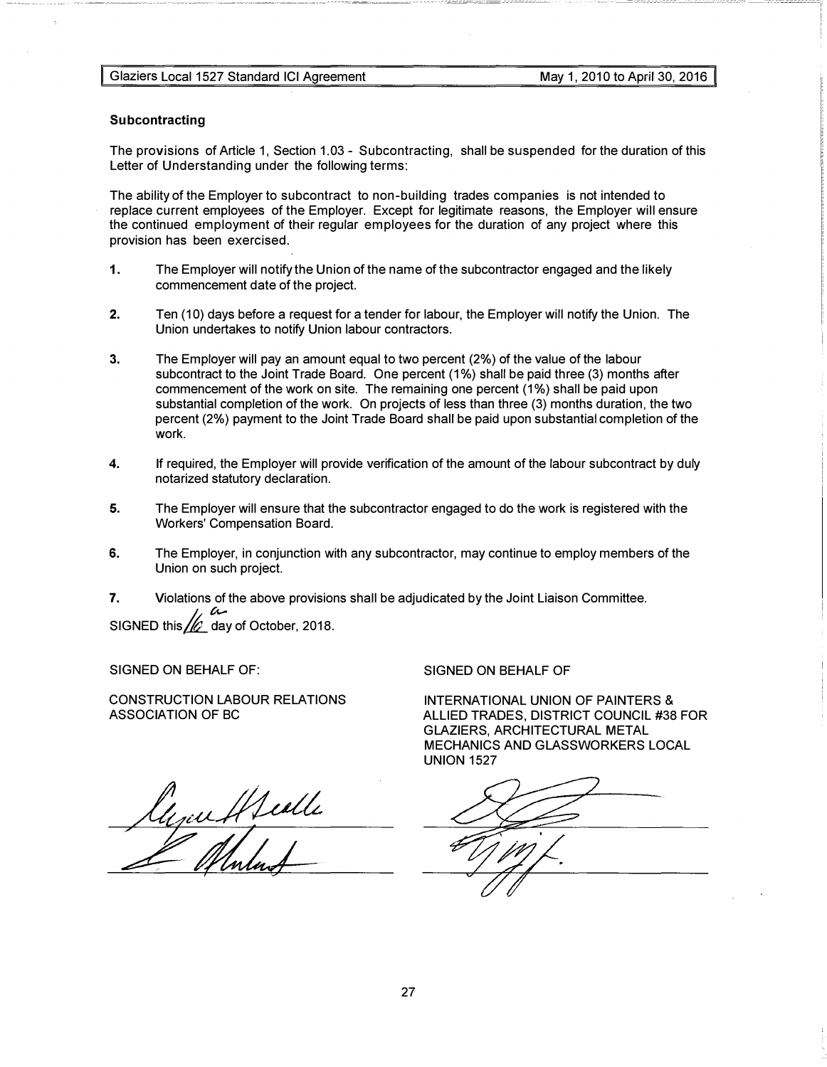**Subcontracting**

The provisions of Article 1, Section 1.03 - Subcontracting, shall be suspended for the duration of this Letter of Understanding under the following terms:

The ability of the Employer to subcontract to non-building trades companies is not intended to replace current employees of the Employer. Except for legitimate reasons, the Employer will ensure the continued employment of their regular employees for the duration of any project where this provision has been exercised.

1. The Employer will notify the Union of the name of the subcontractor engaged and the likely commencement date of the project.

2. Ten (10) days before a request for a tender for labour, the Employer will notify the Union. The Union undertakes to notify Union labour contractors.

3. The Employer will pay an amount equal to two percent (2%) of the value of the labour subcontract to the Joint Trade Board. One percent (1%) shall be paid three (3) months after commencement of the work on site. The remaining one percent (1%) shall be paid upon substantial completion of the work. On projects of less than three (3) months duration, the two percent (2%) payment to the Joint Trade Board shall be paid upon substantial completion of the work.

4. If required, the Employer will provide verification of the amount of the labour subcontract by duly notarized statutory declaration.

5. The Employer will ensure that the subcontractor engaged to do the work is registered with the Workers' Compensation Board.

6. The Employer, in conjunction with any subcontractor, may continue to employ members of the Union on such project.

7. Violations of the above provisions shall be adjudicated by the Joint Liaison Committee.

SIGNED this 16th day of October, 2018.

| SIGNED ON BEHALF OF: | SIGNED ON BEHALF OF |
|---|---|
| CONSTRUCTION LABOUR RELATIONS ASSOCIATION OF BC | INTERNATIONAL UNION OF PAINTERS & ALLIED TRADES, DISTRICT COUNCIL #38 FOR GLAZIERS, ARCHITECTURAL METAL MECHANICS AND GLASSWORKERS LOCAL UNION 1527 |
| _______________________ | _______________________ |
| _______________________ | _______________________ |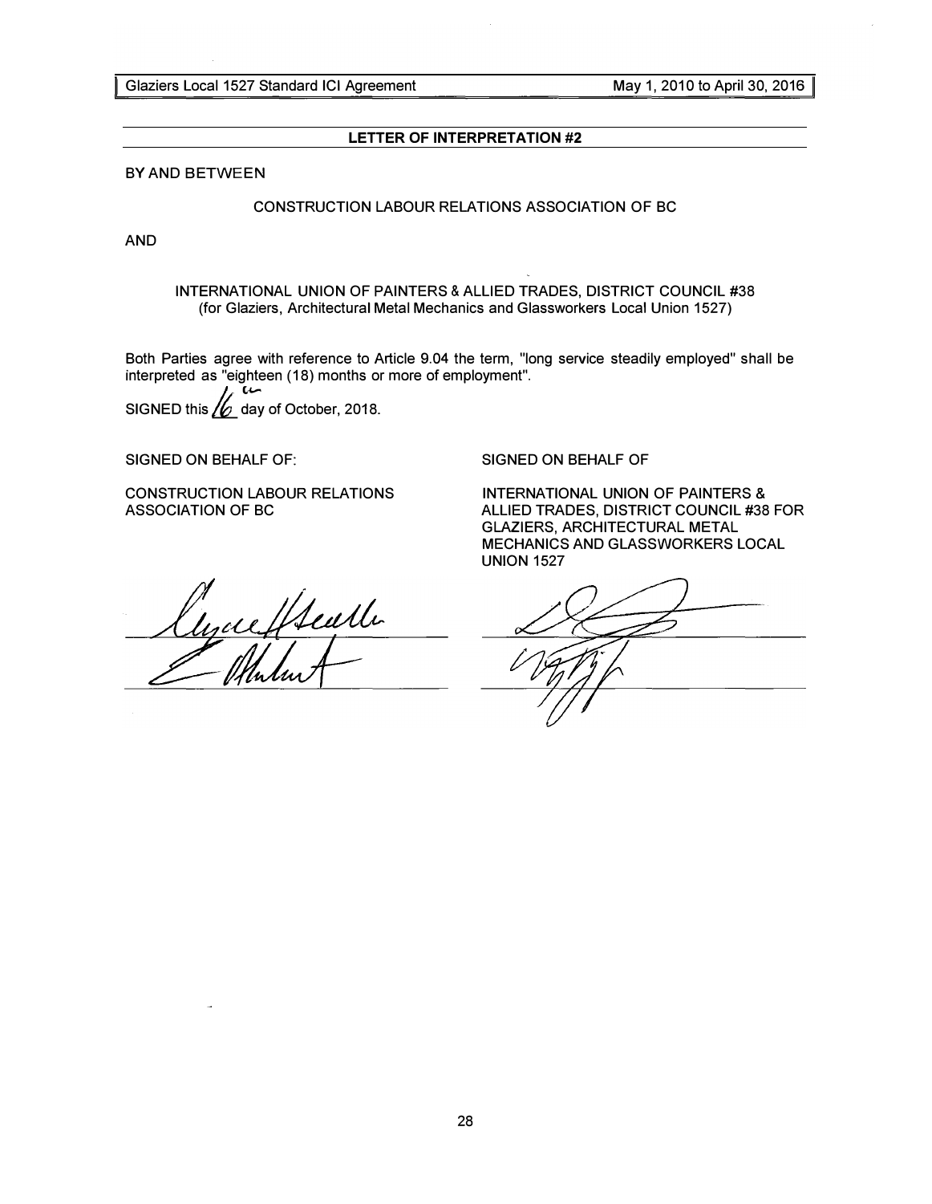## LETTER OF INTERPRETATION #2

BY AND BETWEEN

CONSTRUCTION LABOUR RELATIONS ASSOCIATION OF BC

AND

INTERNATIONAL UNION OF PAINTERS & ALLIED TRADES, DISTRICT COUNCIL #38
(for Glaziers, Architectural Metal Mechanics and Glassworkers Local Union 1527)

Both Parties agree with reference to Article 9.04 the term, "long service steadily employed" shall be interpreted as "eighteen (18) months or more of employment".

SIGNED this 16th day of October, 2018.

SIGNED ON BEHALF OF:

CONSTRUCTION LABOUR RELATIONS ASSOCIATION OF BC

SIGNED ON BEHALF OF

INTERNATIONAL UNION OF PAINTERS & ALLIED TRADES, DISTRICT COUNCIL #38 FOR GLAZIERS, ARCHITECTURAL METAL MECHANICS AND GLASSWORKERS LOCAL UNION 1527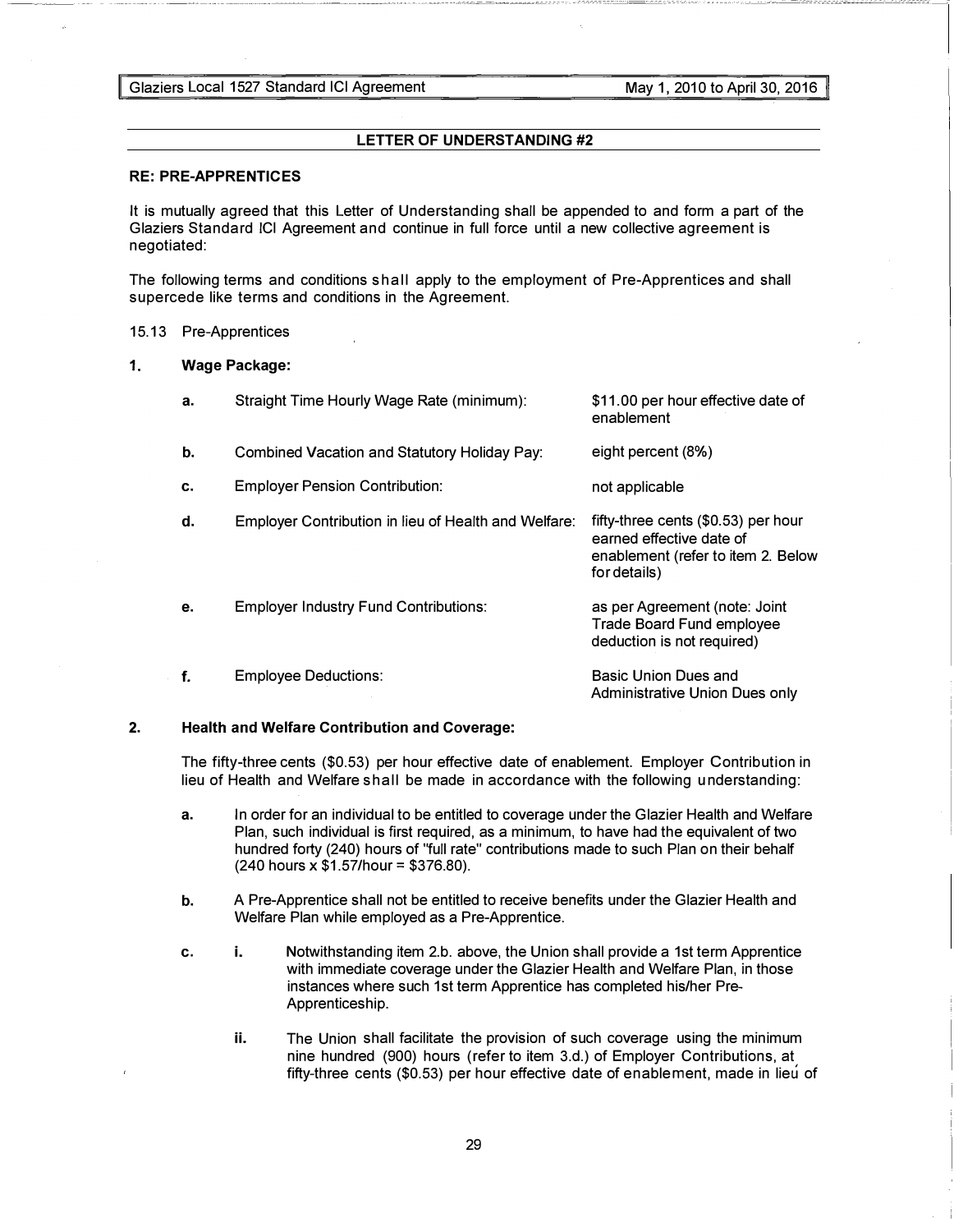## LETTER OF UNDERSTANDING #2

**RE: PRE-APPRENTICES**

It is mutually agreed that this Letter of Understanding shall be appended to and form a part of the Glaziers Standard ICI Agreement and continue in full force until a new collective agreement is negotiated:

The following terms and conditions shall apply to the employment of Pre-Apprentices and shall supercede like terms and conditions in the Agreement.

15.13 Pre-Apprentices

**1. Wage Package:**

| | | |
|---|---|---|
| **a.** | Straight Time Hourly Wage Rate (minimum): | \$11.00 per hour effective date of enablement |
| **b.** | Combined Vacation and Statutory Holiday Pay: | eight percent (8%) |
| **c.** | Employer Pension Contribution: | not applicable |
| **d.** | Employer Contribution in lieu of Health and Welfare: | fifty-three cents (\$0.53) per hour earned effective date of enablement (refer to item 2. Below for details) |
| **e.** | Employer Industry Fund Contributions: | as per Agreement (note: Joint Trade Board Fund employee deduction is not required) |
| **f.** | Employee Deductions: | Basic Union Dues and Administrative Union Dues only |

**2. Health and Welfare Contribution and Coverage:**

The fifty-three cents (\$0.53) per hour effective date of enablement. Employer Contribution in lieu of Health and Welfare shall be made in accordance with the following understanding:

**a.** In order for an individual to be entitled to coverage under the Glazier Health and Welfare Plan, such individual is first required, as a minimum, to have had the equivalent of two hundred forty (240) hours of "full rate" contributions made to such Plan on their behalf (240 hours x \$1.57/hour = \$376.80).

**b.** A Pre-Apprentice shall not be entitled to receive benefits under the Glazier Health and Welfare Plan while employed as a Pre-Apprentice.

**c.** **i.** Notwithstanding item 2.b. above, the Union shall provide a 1st term Apprentice with immediate coverage under the Glazier Health and Welfare Plan, in those instances where such 1st term Apprentice has completed his/her Pre-Apprenticeship.

**ii.** The Union shall facilitate the provision of such coverage using the minimum nine hundred (900) hours (refer to item 3.d.) of Employer Contributions, at fifty-three cents (\$0.53) per hour effective date of enablement, made in lieu of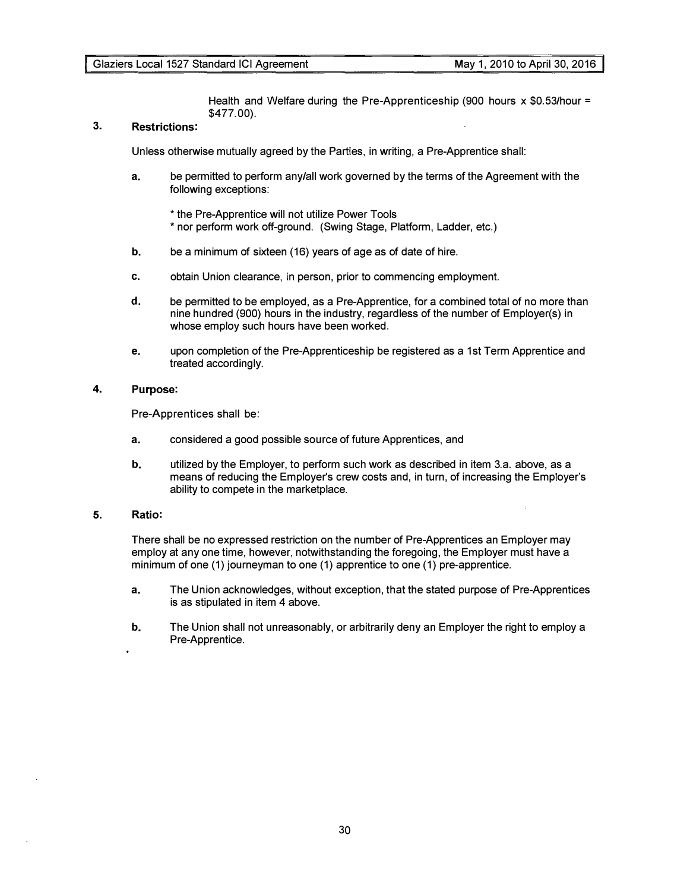Health and Welfare during the Pre-Apprenticeship (900 hours x $0.53/hour = $477.00).

## 3. Restrictions:

Unless otherwise mutually agreed by the Parties, in writing, a Pre-Apprentice shall:

a. be permitted to perform any/all work governed by the terms of the Agreement with the following exceptions:

   * the Pre-Apprentice will not utilize Power Tools
   * nor perform work off-ground. (Swing Stage, Platform, Ladder, etc.)

b. be a minimum of sixteen (16) years of age as of date of hire.

c. obtain Union clearance, in person, prior to commencing employment.

d. be permitted to be employed, as a Pre-Apprentice, for a combined total of no more than nine hundred (900) hours in the industry, regardless of the number of Employer(s) in whose employ such hours have been worked.

e. upon completion of the Pre-Apprenticeship be registered as a 1st Term Apprentice and treated accordingly.

## 4. Purpose:

Pre-Apprentices shall be:

a. considered a good possible source of future Apprentices, and

b. utilized by the Employer, to perform such work as described in item 3.a. above, as a means of reducing the Employer's crew costs and, in turn, of increasing the Employer's ability to compete in the marketplace.

## 5. Ratio:

There shall be no expressed restriction on the number of Pre-Apprentices an Employer may employ at any one time, however, notwithstanding the foregoing, the Employer must have a minimum of one (1) journeyman to one (1) apprentice to one (1) pre-apprentice.

a. The Union acknowledges, without exception, that the stated purpose of Pre-Apprentices is as stipulated in item 4 above.

b. The Union shall not unreasonably, or arbitrarily deny an Employer the right to employ a Pre-Apprentice.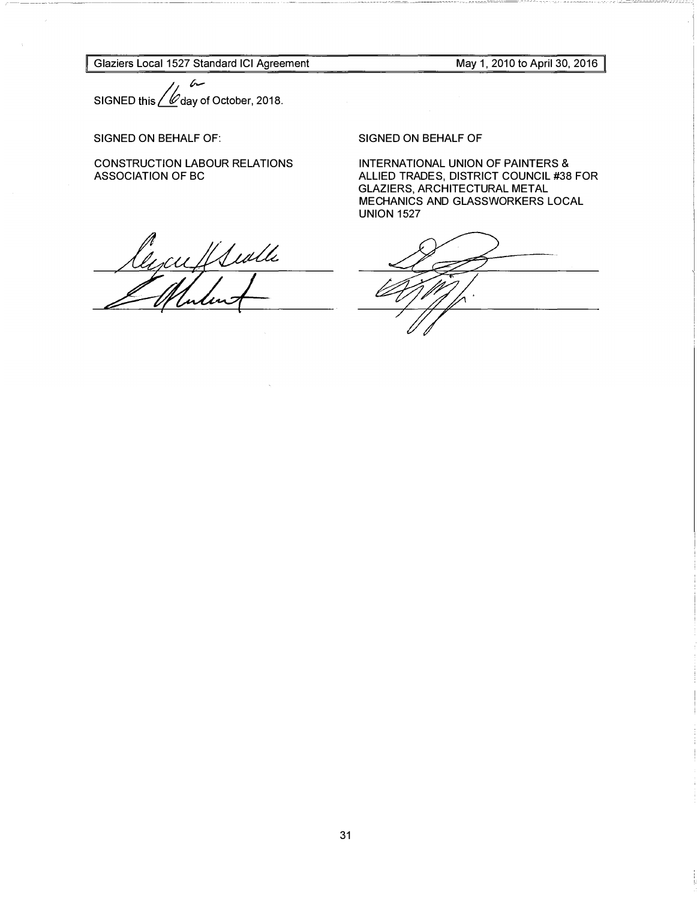SIGNED this 16th day of October, 2018.

SIGNED ON BEHALF OF:

CONSTRUCTION LABOUR RELATIONS ASSOCIATION OF BC

_______________________________

_______________________________

SIGNED ON BEHALF OF

INTERNATIONAL UNION OF PAINTERS & ALLIED TRADES, DISTRICT COUNCIL #38 FOR GLAZIERS, ARCHITECTURAL METAL MECHANICS AND GLASSWORKERS LOCAL UNION 1527

_______________________________

_______________________________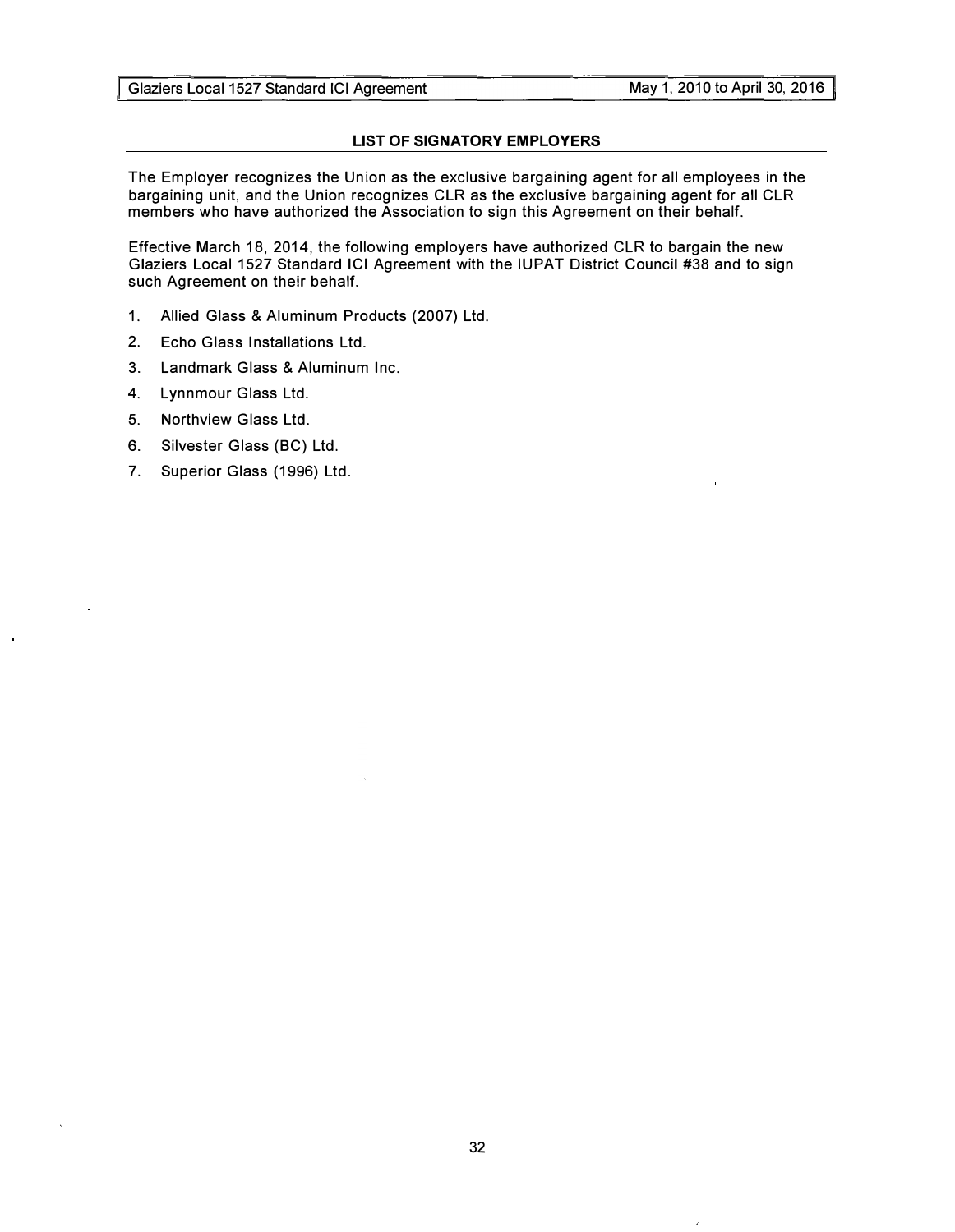## LIST OF SIGNATORY EMPLOYERS

The Employer recognizes the Union as the exclusive bargaining agent for all employees in the bargaining unit, and the Union recognizes CLR as the exclusive bargaining agent for all CLR members who have authorized the Association to sign this Agreement on their behalf.

Effective March 18, 2014, the following employers have authorized CLR to bargain the new Glaziers Local 1527 Standard ICI Agreement with the IUPAT District Council #38 and to sign such Agreement on their behalf.

1. Allied Glass & Aluminum Products (2007) Ltd.
2. Echo Glass Installations Ltd.
3. Landmark Glass & Aluminum Inc.
4. Lynnmour Glass Ltd.
5. Northview Glass Ltd.
6. Silvester Glass (BC) Ltd.
7. Superior Glass (1996) Ltd.